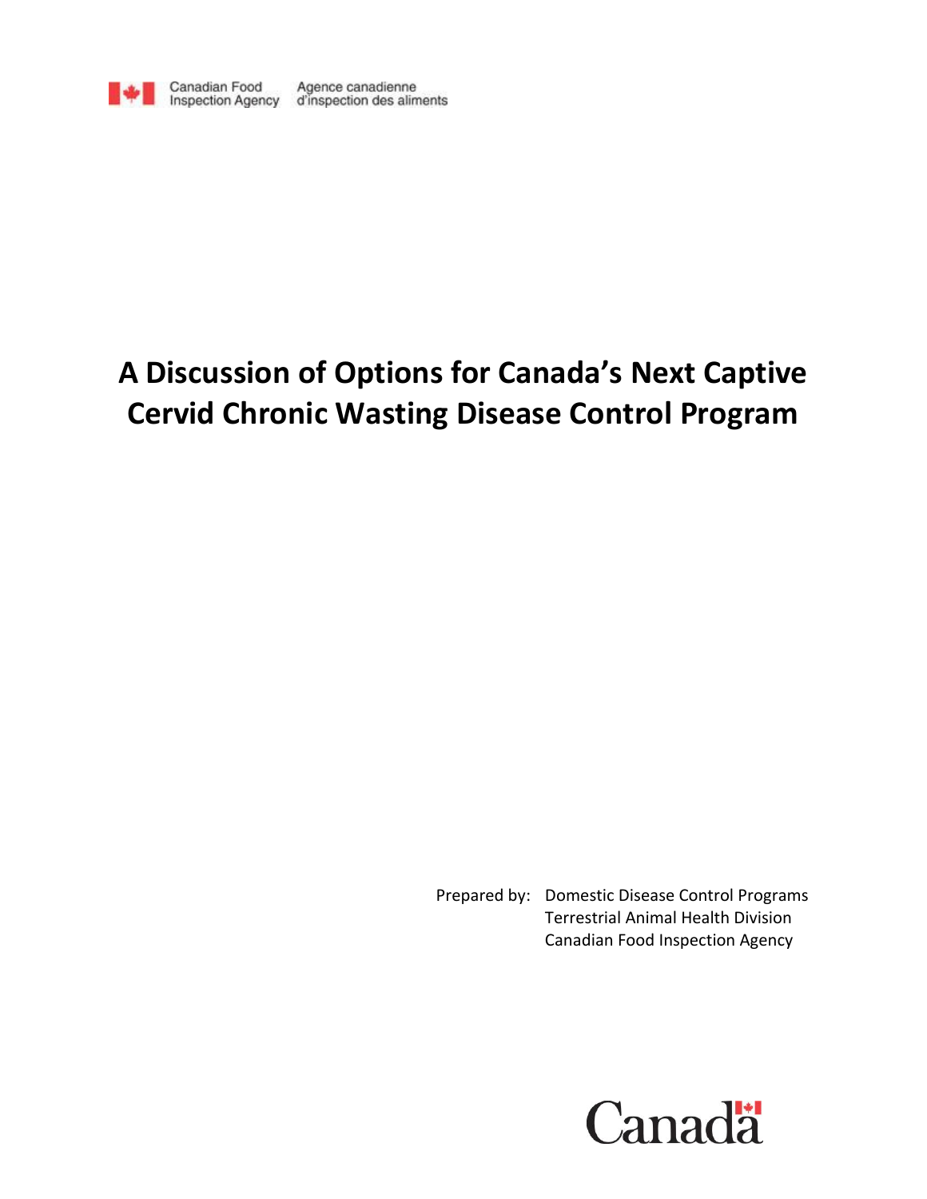Canadian Food Inspection Agency | Agence canadienne d'inspection des aliments

# A Discussion of Options for Canada's Next Captive Cervid Chronic Wasting Disease Control Program

Prepared by: Domestic Disease Control Programs
Terrestrial Animal Health Division
Canadian Food Inspection Agency

Canada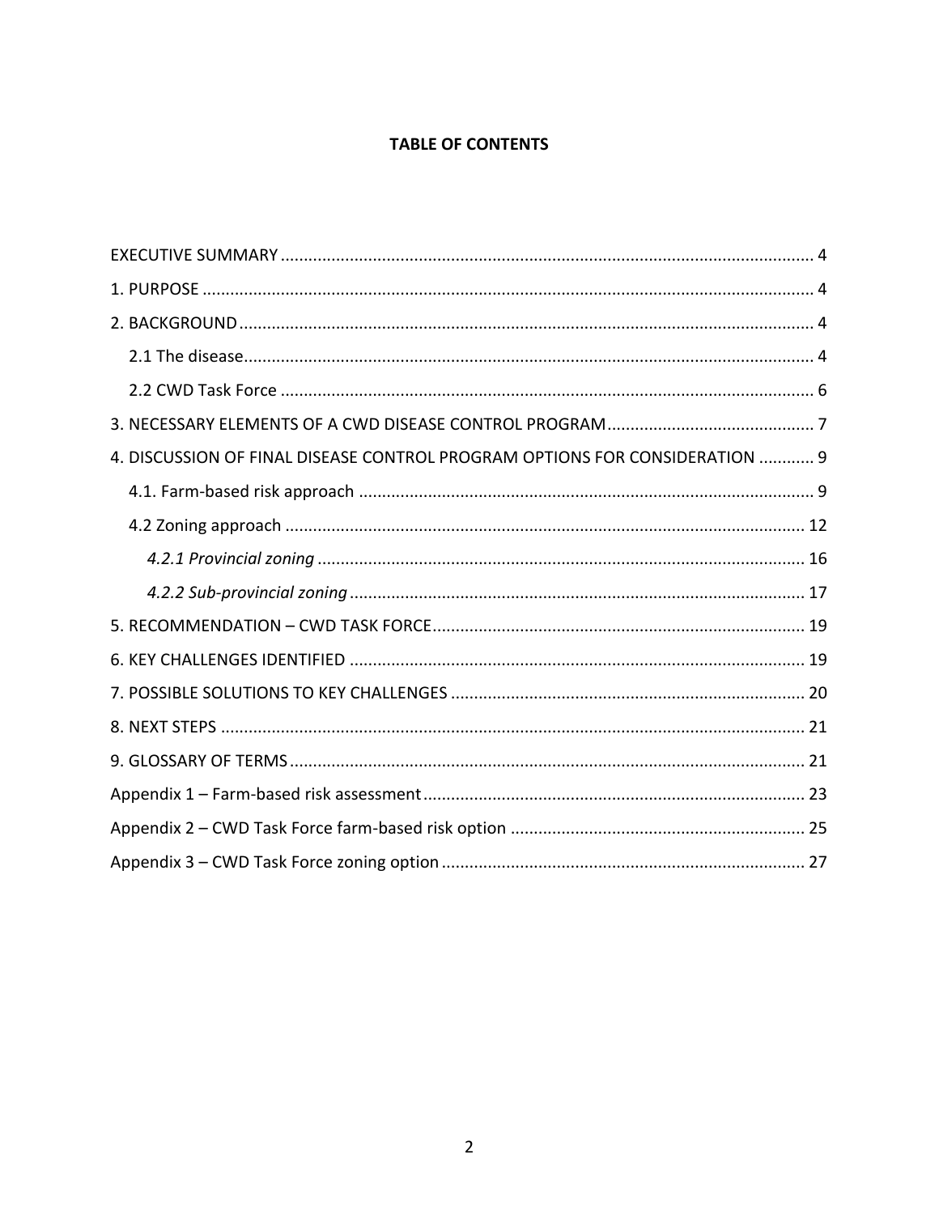**TABLE OF CONTENTS**

EXECUTIVE SUMMARY .......... 4

1. PURPOSE .......... 4

2. BACKGROUND .......... 4

   2.1 The disease .......... 4

   2.2 CWD Task Force .......... 6

3. NECESSARY ELEMENTS OF A CWD DISEASE CONTROL PROGRAM .......... 7

4. DISCUSSION OF FINAL DISEASE CONTROL PROGRAM OPTIONS FOR CONSIDERATION .......... 9

   4.1. Farm-based risk approach .......... 9

   4.2 Zoning approach .......... 12

      *4.2.1 Provincial zoning* .......... 16

      *4.2.2 Sub-provincial zoning* .......... 17

5. RECOMMENDATION – CWD TASK FORCE .......... 19

6. KEY CHALLENGES IDENTIFIED .......... 19

7. POSSIBLE SOLUTIONS TO KEY CHALLENGES .......... 20

8. NEXT STEPS .......... 21

9. GLOSSARY OF TERMS .......... 21

Appendix 1 – Farm-based risk assessment .......... 23

Appendix 2 – CWD Task Force farm-based risk option .......... 25

Appendix 3 – CWD Task Force zoning option .......... 27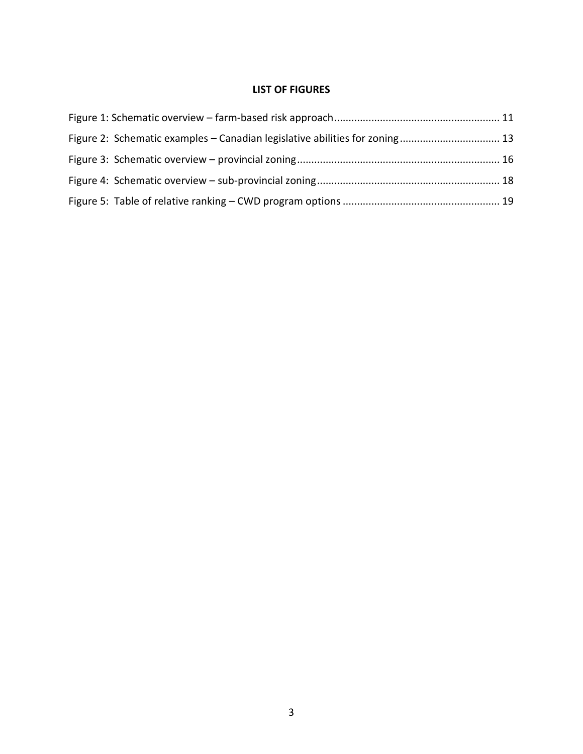**LIST OF FIGURES**

Figure 1: Schematic overview – farm-based risk approach ........................................................ 11

Figure 2: Schematic examples – Canadian legislative abilities for zoning .................................. 13

Figure 3: Schematic overview – provincial zoning ...................................................................... 16

Figure 4: Schematic overview – sub-provincial zoning ............................................................... 18

Figure 5: Table of relative ranking – CWD program options ...................................................... 19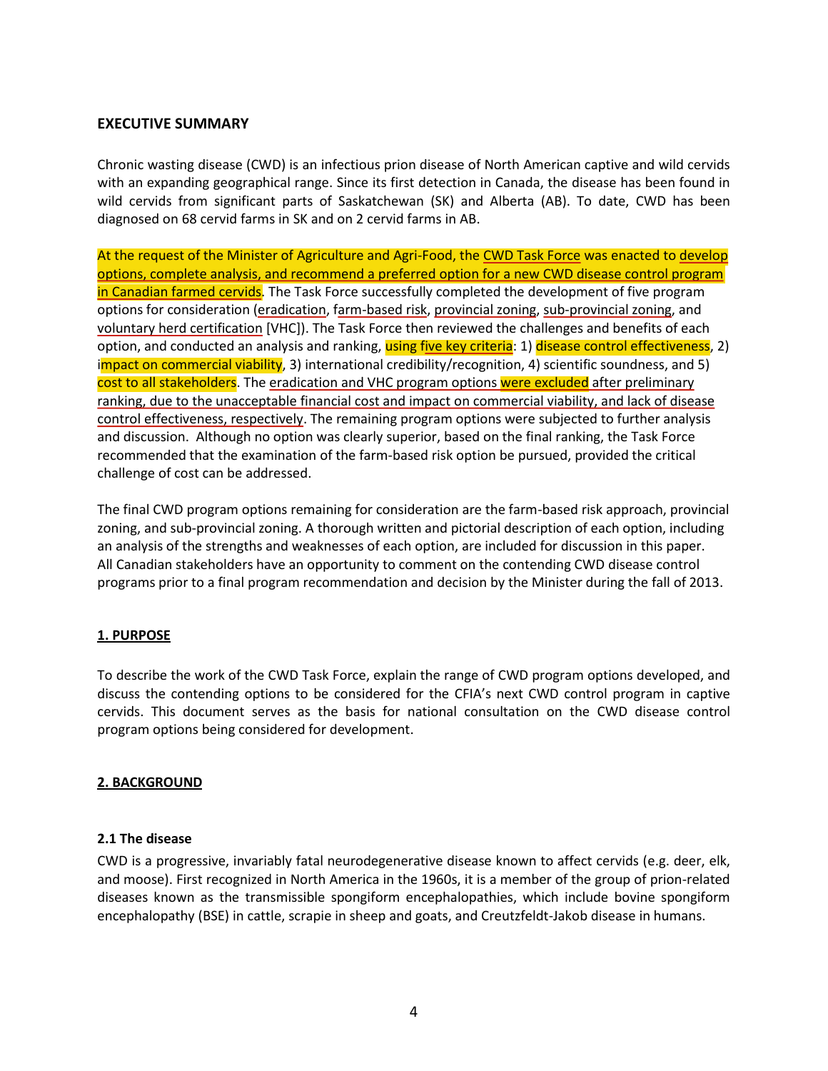## EXECUTIVE SUMMARY

Chronic wasting disease (CWD) is an infectious prion disease of North American captive and wild cervids with an expanding geographical range. Since its first detection in Canada, the disease has been found in wild cervids from significant parts of Saskatchewan (SK) and Alberta (AB). To date, CWD has been diagnosed on 68 cervid farms in SK and on 2 cervid farms in AB.

At the request of the Minister of Agriculture and Agri-Food, the CWD Task Force was enacted to develop options, complete analysis, and recommend a preferred option for a new CWD disease control program in Canadian farmed cervids. The Task Force successfully completed the development of five program options for consideration (eradication, farm-based risk, provincial zoning, sub-provincial zoning, and voluntary herd certification [VHC]). The Task Force then reviewed the challenges and benefits of each option, and conducted an analysis and ranking, using five key criteria: 1) disease control effectiveness, 2) impact on commercial viability, 3) international credibility/recognition, 4) scientific soundness, and 5) cost to all stakeholders. The eradication and VHC program options were excluded after preliminary ranking, due to the unacceptable financial cost and impact on commercial viability, and lack of disease control effectiveness, respectively. The remaining program options were subjected to further analysis and discussion. Although no option was clearly superior, based on the final ranking, the Task Force recommended that the examination of the farm-based risk option be pursued, provided the critical challenge of cost can be addressed.

The final CWD program options remaining for consideration are the farm-based risk approach, provincial zoning, and sub-provincial zoning. A thorough written and pictorial description of each option, including an analysis of the strengths and weaknesses of each option, are included for discussion in this paper. All Canadian stakeholders have an opportunity to comment on the contending CWD disease control programs prior to a final program recommendation and decision by the Minister during the fall of 2013.

## 1. PURPOSE

To describe the work of the CWD Task Force, explain the range of CWD program options developed, and discuss the contending options to be considered for the CFIA's next CWD control program in captive cervids. This document serves as the basis for national consultation on the CWD disease control program options being considered for development.

## 2. BACKGROUND

### 2.1 The disease

CWD is a progressive, invariably fatal neurodegenerative disease known to affect cervids (e.g. deer, elk, and moose). First recognized in North America in the 1960s, it is a member of the group of prion-related diseases known as the transmissible spongiform encephalopathies, which include bovine spongiform encephalopathy (BSE) in cattle, scrapie in sheep and goats, and Creutzfeldt-Jakob disease in humans.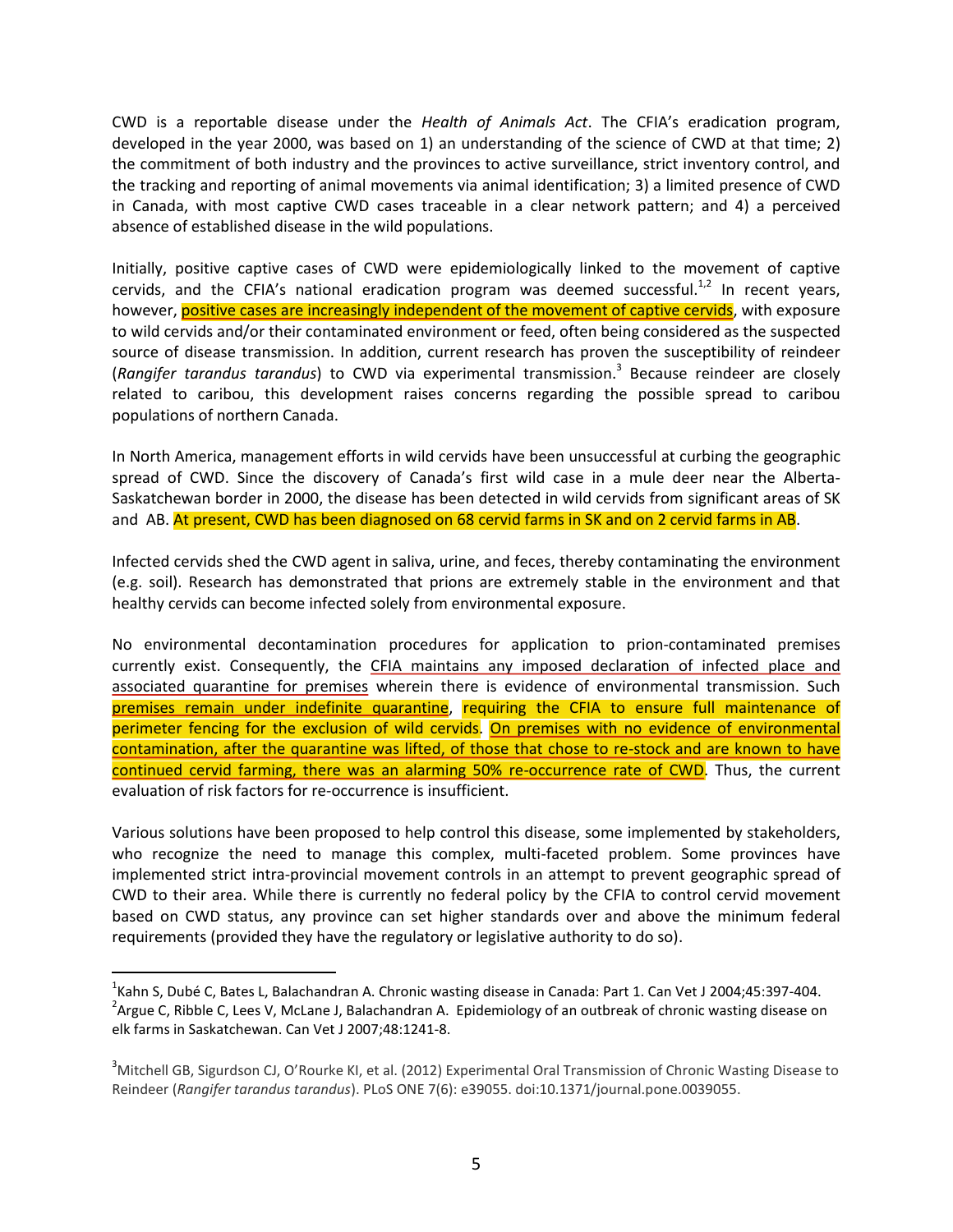CWD is a reportable disease under the *Health of Animals Act*. The CFIA's eradication program, developed in the year 2000, was based on 1) an understanding of the science of CWD at that time; 2) the commitment of both industry and the provinces to active surveillance, strict inventory control, and the tracking and reporting of animal movements via animal identification; 3) a limited presence of CWD in Canada, with most captive CWD cases traceable in a clear network pattern; and 4) a perceived absence of established disease in the wild populations.

Initially, positive captive cases of CWD were epidemiologically linked to the movement of captive cervids, and the CFIA's national eradication program was deemed successful.[1,2] In recent years, however, positive cases are increasingly independent of the movement of captive cervids, with exposure to wild cervids and/or their contaminated environment or feed, often being considered as the suspected source of disease transmission. In addition, current research has proven the susceptibility of reindeer (*Rangifer tarandus tarandus*) to CWD via experimental transmission.[3] Because reindeer are closely related to caribou, this development raises concerns regarding the possible spread to caribou populations of northern Canada.

In North America, management efforts in wild cervids have been unsuccessful at curbing the geographic spread of CWD. Since the discovery of Canada's first wild case in a mule deer near the Alberta-Saskatchewan border in 2000, the disease has been detected in wild cervids from significant areas of SK and AB. At present, CWD has been diagnosed on 68 cervid farms in SK and on 2 cervid farms in AB.

Infected cervids shed the CWD agent in saliva, urine, and feces, thereby contaminating the environment (e.g. soil). Research has demonstrated that prions are extremely stable in the environment and that healthy cervids can become infected solely from environmental exposure.

No environmental decontamination procedures for application to prion-contaminated premises currently exist. Consequently, the CFIA maintains any imposed declaration of infected place and associated quarantine for premises wherein there is evidence of environmental transmission. Such premises remain under indefinite quarantine, requiring the CFIA to ensure full maintenance of perimeter fencing for the exclusion of wild cervids. On premises with no evidence of environmental contamination, after the quarantine was lifted, of those that chose to re-stock and are known to have continued cervid farming, there was an alarming 50% re-occurrence rate of CWD. Thus, the current evaluation of risk factors for re-occurrence is insufficient.

Various solutions have been proposed to help control this disease, some implemented by stakeholders, who recognize the need to manage this complex, multi-faceted problem. Some provinces have implemented strict intra-provincial movement controls in an attempt to prevent geographic spread of CWD to their area. While there is currently no federal policy by the CFIA to control cervid movement based on CWD status, any province can set higher standards over and above the minimum federal requirements (provided they have the regulatory or legislative authority to do so).

---

[1] Kahn S, Dubé C, Bates L, Balachandran A. Chronic wasting disease in Canada: Part 1. Can Vet J 2004;45:397-404.

[2] Argue C, Ribble C, Lees V, McLane J, Balachandran A. Epidemiology of an outbreak of chronic wasting disease on elk farms in Saskatchewan. Can Vet J 2007;48:1241-8.

[3] Mitchell GB, Sigurdson CJ, O'Rourke KI, et al. (2012) Experimental Oral Transmission of Chronic Wasting Disease to Reindeer (*Rangifer tarandus tarandus*). PLoS ONE 7(6): e39055. doi:10.1371/journal.pone.0039055.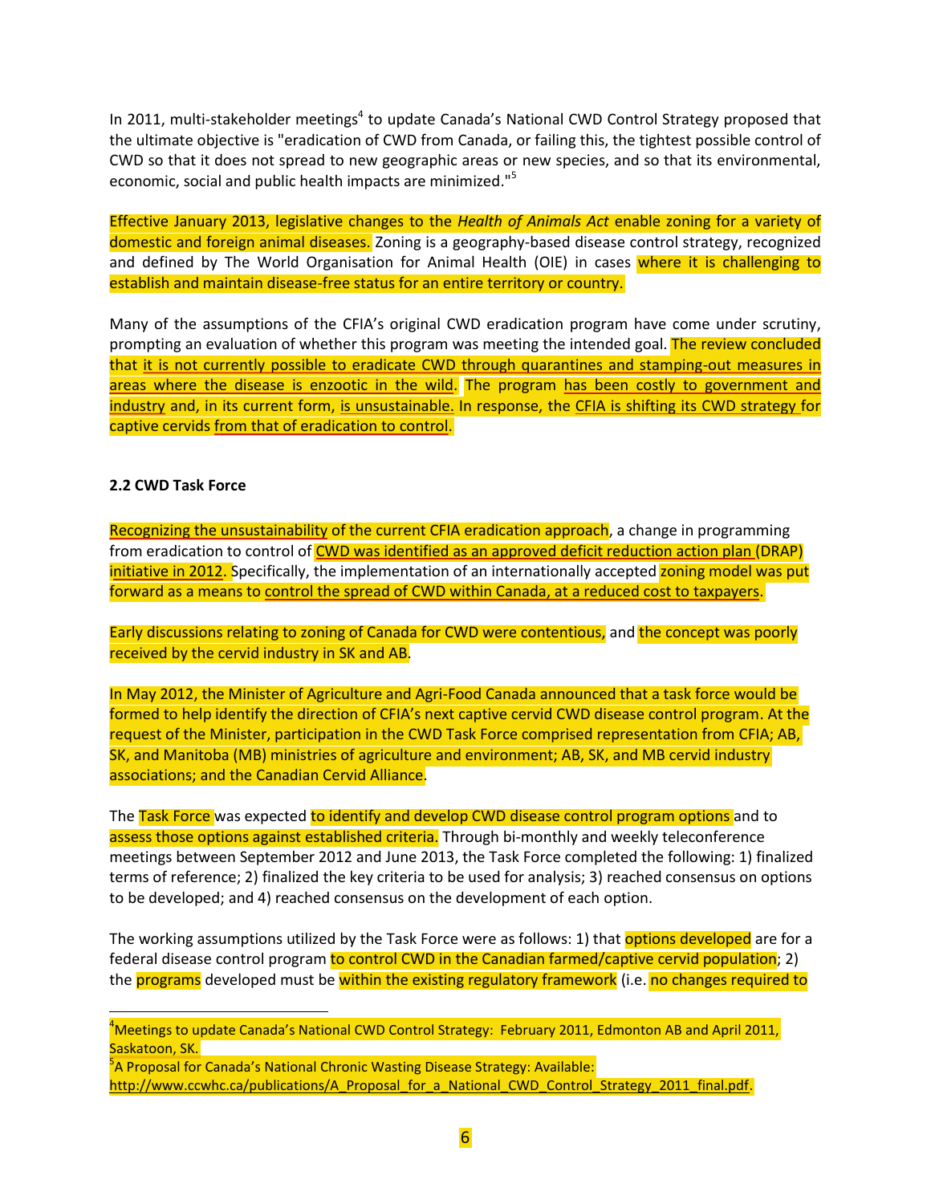In 2011, multi-stakeholder meetings[4] to update Canada's National CWD Control Strategy proposed that the ultimate objective is "eradication of CWD from Canada, or failing this, the tightest possible control of CWD so that it does not spread to new geographic areas or new species, and so that its environmental, economic, social and public health impacts are minimized."[5]

Effective January 2013, legislative changes to the *Health of Animals Act* enable zoning for a variety of domestic and foreign animal diseases. Zoning is a geography-based disease control strategy, recognized and defined by The World Organisation for Animal Health (OIE) in cases where it is challenging to establish and maintain disease-free status for an entire territory or country.

Many of the assumptions of the CFIA's original CWD eradication program have come under scrutiny, prompting an evaluation of whether this program was meeting the intended goal. The review concluded that it is not currently possible to eradicate CWD through quarantines and stamping-out measures in areas where the disease is enzootic in the wild. The program has been costly to government and industry and, in its current form, is unsustainable. In response, the CFIA is shifting its CWD strategy for captive cervids from that of eradication to control.

**2.2 CWD Task Force**

Recognizing the unsustainability of the current CFIA eradication approach, a change in programming from eradication to control of CWD was identified as an approved deficit reduction action plan (DRAP) initiative in 2012. Specifically, the implementation of an internationally accepted zoning model was put forward as a means to control the spread of CWD within Canada, at a reduced cost to taxpayers.

Early discussions relating to zoning of Canada for CWD were contentious, and the concept was poorly received by the cervid industry in SK and AB.

In May 2012, the Minister of Agriculture and Agri-Food Canada announced that a task force would be formed to help identify the direction of CFIA's next captive cervid CWD disease control program. At the request of the Minister, participation in the CWD Task Force comprised representation from CFIA; AB, SK, and Manitoba (MB) ministries of agriculture and environment; AB, SK, and MB cervid industry associations; and the Canadian Cervid Alliance.

The Task Force was expected to identify and develop CWD disease control program options and to assess those options against established criteria. Through bi-monthly and weekly teleconference meetings between September 2012 and June 2013, the Task Force completed the following: 1) finalized terms of reference; 2) finalized the key criteria to be used for analysis; 3) reached consensus on options to be developed; and 4) reached consensus on the development of each option.

The working assumptions utilized by the Task Force were as follows: 1) that options developed are for a federal disease control program to control CWD in the Canadian farmed/captive cervid population; 2) the programs developed must be within the existing regulatory framework (i.e. no changes required to

---

[4] Meetings to update Canada's National CWD Control Strategy: February 2011, Edmonton AB and April 2011, Saskatoon, SK.

[5] A Proposal for Canada's National Chronic Wasting Disease Strategy: Available: http://www.ccwhc.ca/publications/A_Proposal_for_a_National_CWD_Control_Strategy_2011_final.pdf.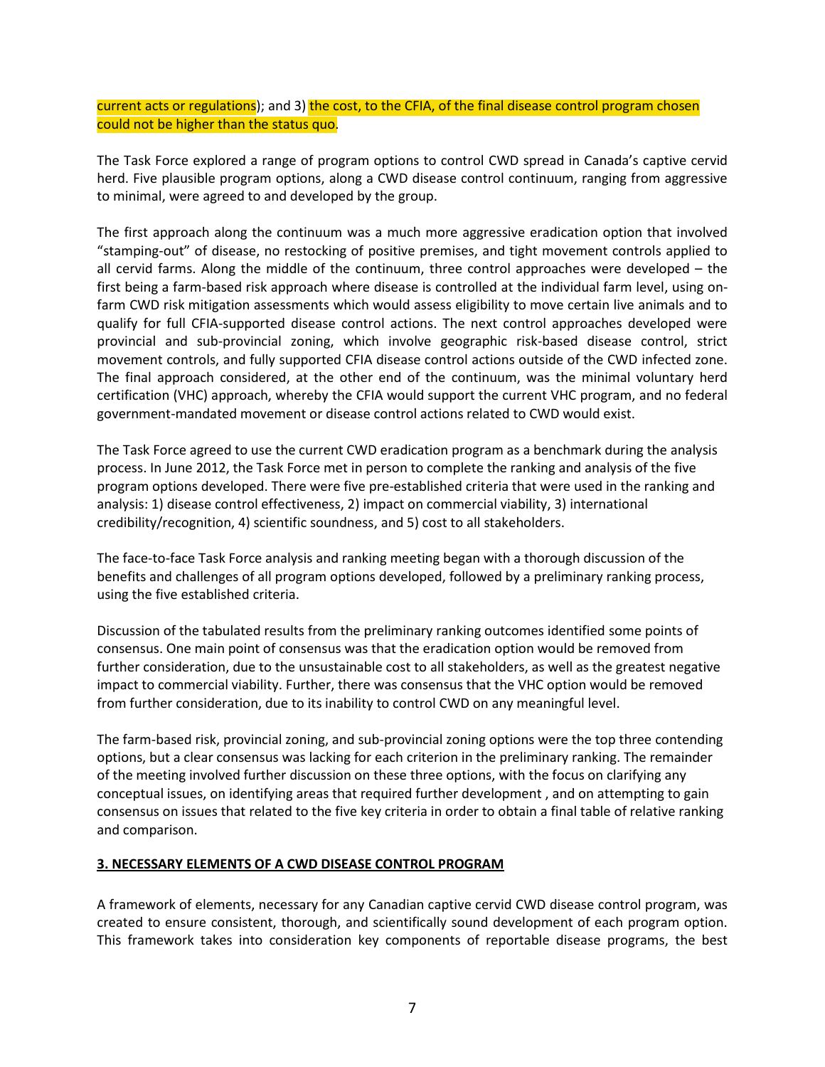current acts or regulations); and 3) the cost, to the CFIA, of the final disease control program chosen could not be higher than the status quo.

The Task Force explored a range of program options to control CWD spread in Canada's captive cervid herd. Five plausible program options, along a CWD disease control continuum, ranging from aggressive to minimal, were agreed to and developed by the group.

The first approach along the continuum was a much more aggressive eradication option that involved "stamping-out" of disease, no restocking of positive premises, and tight movement controls applied to all cervid farms. Along the middle of the continuum, three control approaches were developed – the first being a farm-based risk approach where disease is controlled at the individual farm level, using on-farm CWD risk mitigation assessments which would assess eligibility to move certain live animals and to qualify for full CFIA-supported disease control actions. The next control approaches developed were provincial and sub-provincial zoning, which involve geographic risk-based disease control, strict movement controls, and fully supported CFIA disease control actions outside of the CWD infected zone. The final approach considered, at the other end of the continuum, was the minimal voluntary herd certification (VHC) approach, whereby the CFIA would support the current VHC program, and no federal government-mandated movement or disease control actions related to CWD would exist.

The Task Force agreed to use the current CWD eradication program as a benchmark during the analysis process. In June 2012, the Task Force met in person to complete the ranking and analysis of the five program options developed. There were five pre-established criteria that were used in the ranking and analysis: 1) disease control effectiveness, 2) impact on commercial viability, 3) international credibility/recognition, 4) scientific soundness, and 5) cost to all stakeholders.

The face-to-face Task Force analysis and ranking meeting began with a thorough discussion of the benefits and challenges of all program options developed, followed by a preliminary ranking process, using the five established criteria.

Discussion of the tabulated results from the preliminary ranking outcomes identified some points of consensus. One main point of consensus was that the eradication option would be removed from further consideration, due to the unsustainable cost to all stakeholders, as well as the greatest negative impact to commercial viability. Further, there was consensus that the VHC option would be removed from further consideration, due to its inability to control CWD on any meaningful level.

The farm-based risk, provincial zoning, and sub-provincial zoning options were the top three contending options, but a clear consensus was lacking for each criterion in the preliminary ranking. The remainder of the meeting involved further discussion on these three options, with the focus on clarifying any conceptual issues, on identifying areas that required further development , and on attempting to gain consensus on issues that related to the five key criteria in order to obtain a final table of relative ranking and comparison.

## 3. NECESSARY ELEMENTS OF A CWD DISEASE CONTROL PROGRAM

A framework of elements, necessary for any Canadian captive cervid CWD disease control program, was created to ensure consistent, thorough, and scientifically sound development of each program option. This framework takes into consideration key components of reportable disease programs, the best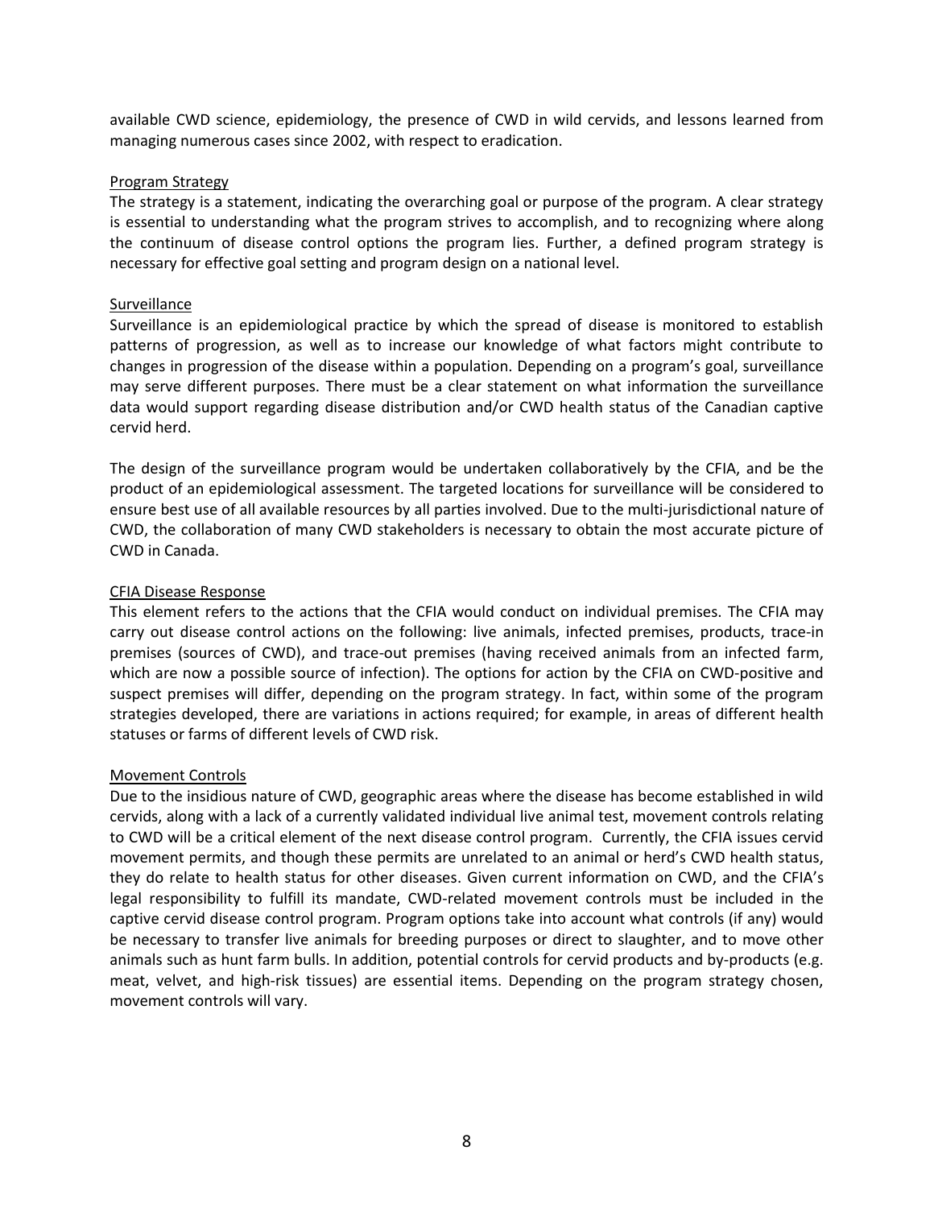available CWD science, epidemiology, the presence of CWD in wild cervids, and lessons learned from managing numerous cases since 2002, with respect to eradication.

### Program Strategy

The strategy is a statement, indicating the overarching goal or purpose of the program. A clear strategy is essential to understanding what the program strives to accomplish, and to recognizing where along the continuum of disease control options the program lies. Further, a defined program strategy is necessary for effective goal setting and program design on a national level.

### Surveillance

Surveillance is an epidemiological practice by which the spread of disease is monitored to establish patterns of progression, as well as to increase our knowledge of what factors might contribute to changes in progression of the disease within a population. Depending on a program's goal, surveillance may serve different purposes. There must be a clear statement on what information the surveillance data would support regarding disease distribution and/or CWD health status of the Canadian captive cervid herd.

The design of the surveillance program would be undertaken collaboratively by the CFIA, and be the product of an epidemiological assessment. The targeted locations for surveillance will be considered to ensure best use of all available resources by all parties involved. Due to the multi-jurisdictional nature of CWD, the collaboration of many CWD stakeholders is necessary to obtain the most accurate picture of CWD in Canada.

### CFIA Disease Response

This element refers to the actions that the CFIA would conduct on individual premises. The CFIA may carry out disease control actions on the following: live animals, infected premises, products, trace-in premises (sources of CWD), and trace-out premises (having received animals from an infected farm, which are now a possible source of infection). The options for action by the CFIA on CWD-positive and suspect premises will differ, depending on the program strategy. In fact, within some of the program strategies developed, there are variations in actions required; for example, in areas of different health statuses or farms of different levels of CWD risk.

### Movement Controls

Due to the insidious nature of CWD, geographic areas where the disease has become established in wild cervids, along with a lack of a currently validated individual live animal test, movement controls relating to CWD will be a critical element of the next disease control program. Currently, the CFIA issues cervid movement permits, and though these permits are unrelated to an animal or herd's CWD health status, they do relate to health status for other diseases. Given current information on CWD, and the CFIA's legal responsibility to fulfill its mandate, CWD-related movement controls must be included in the captive cervid disease control program. Program options take into account what controls (if any) would be necessary to transfer live animals for breeding purposes or direct to slaughter, and to move other animals such as hunt farm bulls. In addition, potential controls for cervid products and by-products (e.g. meat, velvet, and high-risk tissues) are essential items. Depending on the program strategy chosen, movement controls will vary.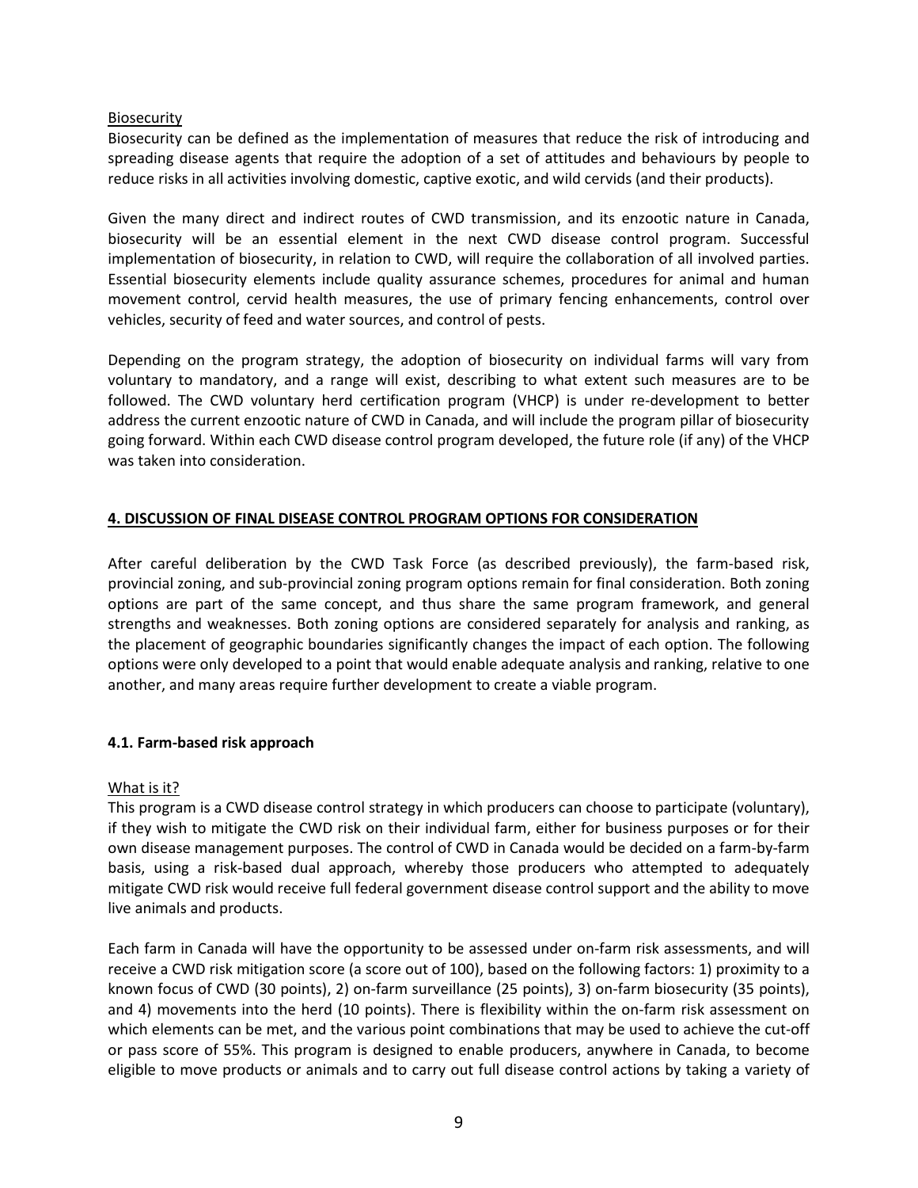Biosecurity

Biosecurity can be defined as the implementation of measures that reduce the risk of introducing and spreading disease agents that require the adoption of a set of attitudes and behaviours by people to reduce risks in all activities involving domestic, captive exotic, and wild cervids (and their products).

Given the many direct and indirect routes of CWD transmission, and its enzootic nature in Canada, biosecurity will be an essential element in the next CWD disease control program. Successful implementation of biosecurity, in relation to CWD, will require the collaboration of all involved parties. Essential biosecurity elements include quality assurance schemes, procedures for animal and human movement control, cervid health measures, the use of primary fencing enhancements, control over vehicles, security of feed and water sources, and control of pests.

Depending on the program strategy, the adoption of biosecurity on individual farms will vary from voluntary to mandatory, and a range will exist, describing to what extent such measures are to be followed. The CWD voluntary herd certification program (VHCP) is under re-development to better address the current enzootic nature of CWD in Canada, and will include the program pillar of biosecurity going forward. Within each CWD disease control program developed, the future role (if any) of the VHCP was taken into consideration.

## 4. DISCUSSION OF FINAL DISEASE CONTROL PROGRAM OPTIONS FOR CONSIDERATION

After careful deliberation by the CWD Task Force (as described previously), the farm-based risk, provincial zoning, and sub-provincial zoning program options remain for final consideration. Both zoning options are part of the same concept, and thus share the same program framework, and general strengths and weaknesses. Both zoning options are considered separately for analysis and ranking, as the placement of geographic boundaries significantly changes the impact of each option. The following options were only developed to a point that would enable adequate analysis and ranking, relative to one another, and many areas require further development to create a viable program.

### 4.1. Farm-based risk approach

What is it?

This program is a CWD disease control strategy in which producers can choose to participate (voluntary), if they wish to mitigate the CWD risk on their individual farm, either for business purposes or for their own disease management purposes. The control of CWD in Canada would be decided on a farm-by-farm basis, using a risk-based dual approach, whereby those producers who attempted to adequately mitigate CWD risk would receive full federal government disease control support and the ability to move live animals and products.

Each farm in Canada will have the opportunity to be assessed under on-farm risk assessments, and will receive a CWD risk mitigation score (a score out of 100), based on the following factors: 1) proximity to a known focus of CWD (30 points), 2) on-farm surveillance (25 points), 3) on-farm biosecurity (35 points), and 4) movements into the herd (10 points). There is flexibility within the on-farm risk assessment on which elements can be met, and the various point combinations that may be used to achieve the cut-off or pass score of 55%. This program is designed to enable producers, anywhere in Canada, to become eligible to move products or animals and to carry out full disease control actions by taking a variety of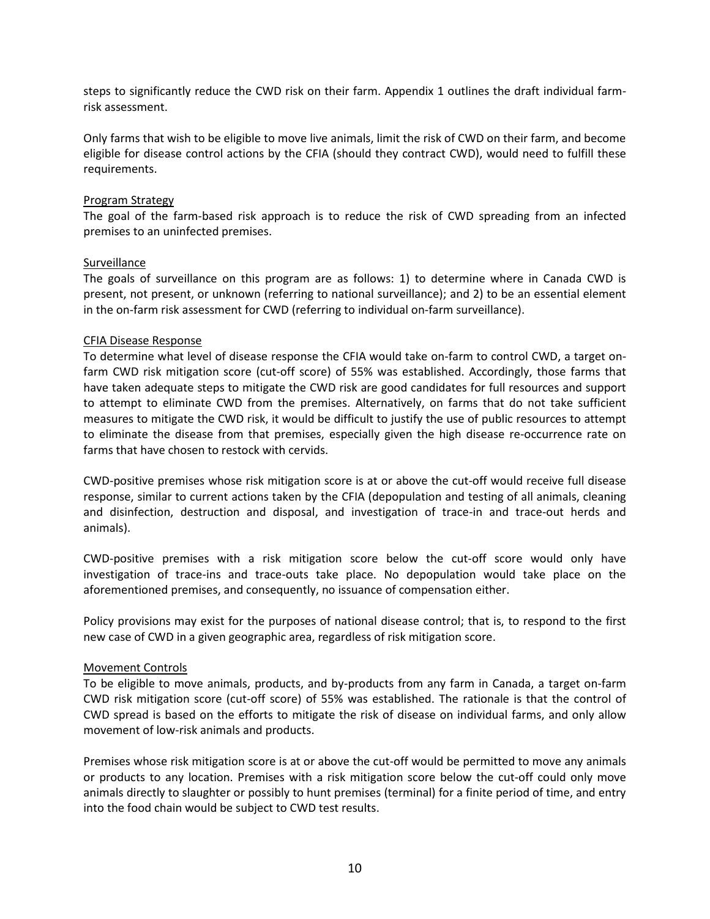steps to significantly reduce the CWD risk on their farm. Appendix 1 outlines the draft individual farm-risk assessment.

Only farms that wish to be eligible to move live animals, limit the risk of CWD on their farm, and become eligible for disease control actions by the CFIA (should they contract CWD), would need to fulfill these requirements.

### Program Strategy

The goal of the farm-based risk approach is to reduce the risk of CWD spreading from an infected premises to an uninfected premises.

### Surveillance

The goals of surveillance on this program are as follows: 1) to determine where in Canada CWD is present, not present, or unknown (referring to national surveillance); and 2) to be an essential element in the on-farm risk assessment for CWD (referring to individual on-farm surveillance).

### CFIA Disease Response

To determine what level of disease response the CFIA would take on-farm to control CWD, a target on-farm CWD risk mitigation score (cut-off score) of 55% was established. Accordingly, those farms that have taken adequate steps to mitigate the CWD risk are good candidates for full resources and support to attempt to eliminate CWD from the premises. Alternatively, on farms that do not take sufficient measures to mitigate the CWD risk, it would be difficult to justify the use of public resources to attempt to eliminate the disease from that premises, especially given the high disease re-occurrence rate on farms that have chosen to restock with cervids.

CWD-positive premises whose risk mitigation score is at or above the cut-off would receive full disease response, similar to current actions taken by the CFIA (depopulation and testing of all animals, cleaning and disinfection, destruction and disposal, and investigation of trace-in and trace-out herds and animals).

CWD-positive premises with a risk mitigation score below the cut-off score would only have investigation of trace-ins and trace-outs take place. No depopulation would take place on the aforementioned premises, and consequently, no issuance of compensation either.

Policy provisions may exist for the purposes of national disease control; that is, to respond to the first new case of CWD in a given geographic area, regardless of risk mitigation score.

### Movement Controls

To be eligible to move animals, products, and by-products from any farm in Canada, a target on-farm CWD risk mitigation score (cut-off score) of 55% was established. The rationale is that the control of CWD spread is based on the efforts to mitigate the risk of disease on individual farms, and only allow movement of low-risk animals and products.

Premises whose risk mitigation score is at or above the cut-off would be permitted to move any animals or products to any location. Premises with a risk mitigation score below the cut-off could only move animals directly to slaughter or possibly to hunt premises (terminal) for a finite period of time, and entry into the food chain would be subject to CWD test results.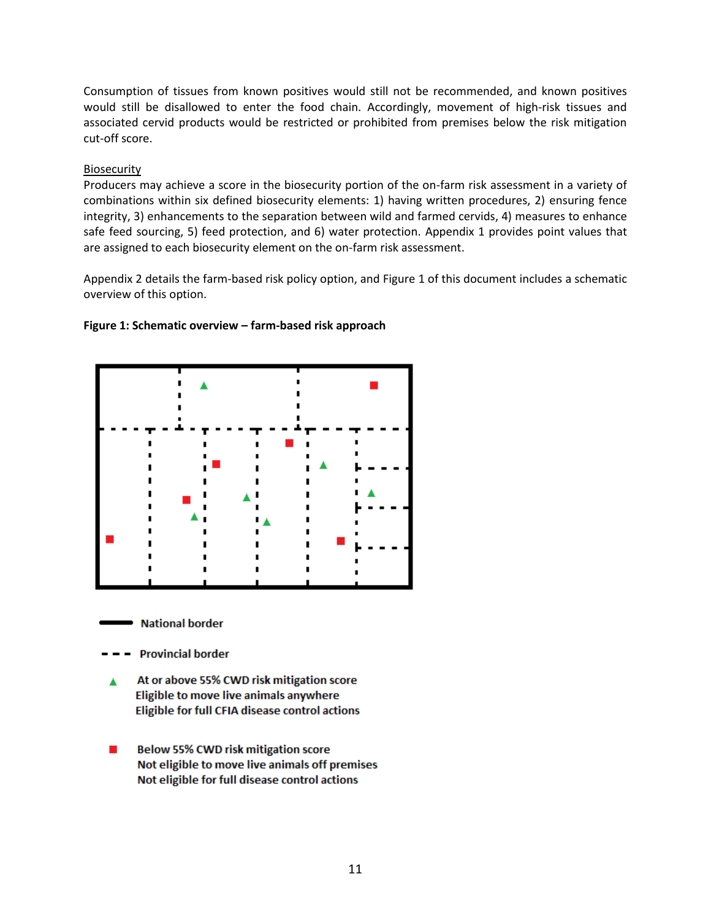Consumption of tissues from known positives would still not be recommended, and known positives would still be disallowed to enter the food chain. Accordingly, movement of high-risk tissues and associated cervid products would be restricted or prohibited from premises below the risk mitigation cut-off score.

Biosecurity

Producers may achieve a score in the biosecurity portion of the on-farm risk assessment in a variety of combinations within six defined biosecurity elements: 1) having written procedures, 2) ensuring fence integrity, 3) enhancements to the separation between wild and farmed cervids, 4) measures to enhance safe feed sourcing, 5) feed protection, and 6) water protection. Appendix 1 provides point values that are assigned to each biosecurity element on the on-farm risk assessment.

Appendix 2 details the farm-based risk policy option, and Figure 1 of this document includes a schematic overview of this option.

**Figure 1: Schematic overview – farm-based risk approach**

National border

Provincial border

At or above 55% CWD risk mitigation score
Eligible to move live animals anywhere
Eligible for full CFIA disease control actions

Below 55% CWD risk mitigation score
Not eligible to move live animals off premises
Not eligible for full disease control actions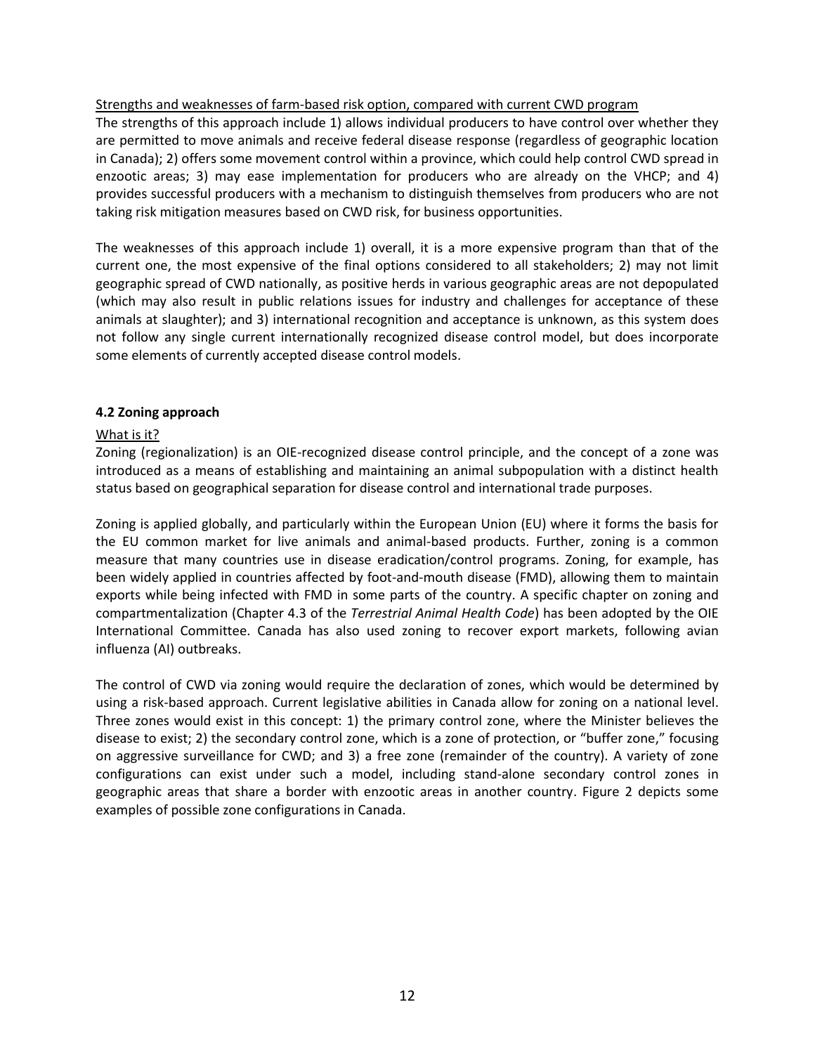Strengths and weaknesses of farm-based risk option, compared with current CWD program

The strengths of this approach include 1) allows individual producers to have control over whether they are permitted to move animals and receive federal disease response (regardless of geographic location in Canada); 2) offers some movement control within a province, which could help control CWD spread in enzootic areas; 3) may ease implementation for producers who are already on the VHCP; and 4) provides successful producers with a mechanism to distinguish themselves from producers who are not taking risk mitigation measures based on CWD risk, for business opportunities.

The weaknesses of this approach include 1) overall, it is a more expensive program than that of the current one, the most expensive of the final options considered to all stakeholders; 2) may not limit geographic spread of CWD nationally, as positive herds in various geographic areas are not depopulated (which may also result in public relations issues for industry and challenges for acceptance of these animals at slaughter); and 3) international recognition and acceptance is unknown, as this system does not follow any single current internationally recognized disease control model, but does incorporate some elements of currently accepted disease control models.

### 4.2 Zoning approach

What is it?

Zoning (regionalization) is an OIE-recognized disease control principle, and the concept of a zone was introduced as a means of establishing and maintaining an animal subpopulation with a distinct health status based on geographical separation for disease control and international trade purposes.

Zoning is applied globally, and particularly within the European Union (EU) where it forms the basis for the EU common market for live animals and animal-based products. Further, zoning is a common measure that many countries use in disease eradication/control programs. Zoning, for example, has been widely applied in countries affected by foot-and-mouth disease (FMD), allowing them to maintain exports while being infected with FMD in some parts of the country. A specific chapter on zoning and compartmentalization (Chapter 4.3 of the *Terrestrial Animal Health Code*) has been adopted by the OIE International Committee. Canada has also used zoning to recover export markets, following avian influenza (AI) outbreaks.

The control of CWD via zoning would require the declaration of zones, which would be determined by using a risk-based approach. Current legislative abilities in Canada allow for zoning on a national level. Three zones would exist in this concept: 1) the primary control zone, where the Minister believes the disease to exist; 2) the secondary control zone, which is a zone of protection, or "buffer zone," focusing on aggressive surveillance for CWD; and 3) a free zone (remainder of the country). A variety of zone configurations can exist under such a model, including stand-alone secondary control zones in geographic areas that share a border with enzootic areas in another country. Figure 2 depicts some examples of possible zone configurations in Canada.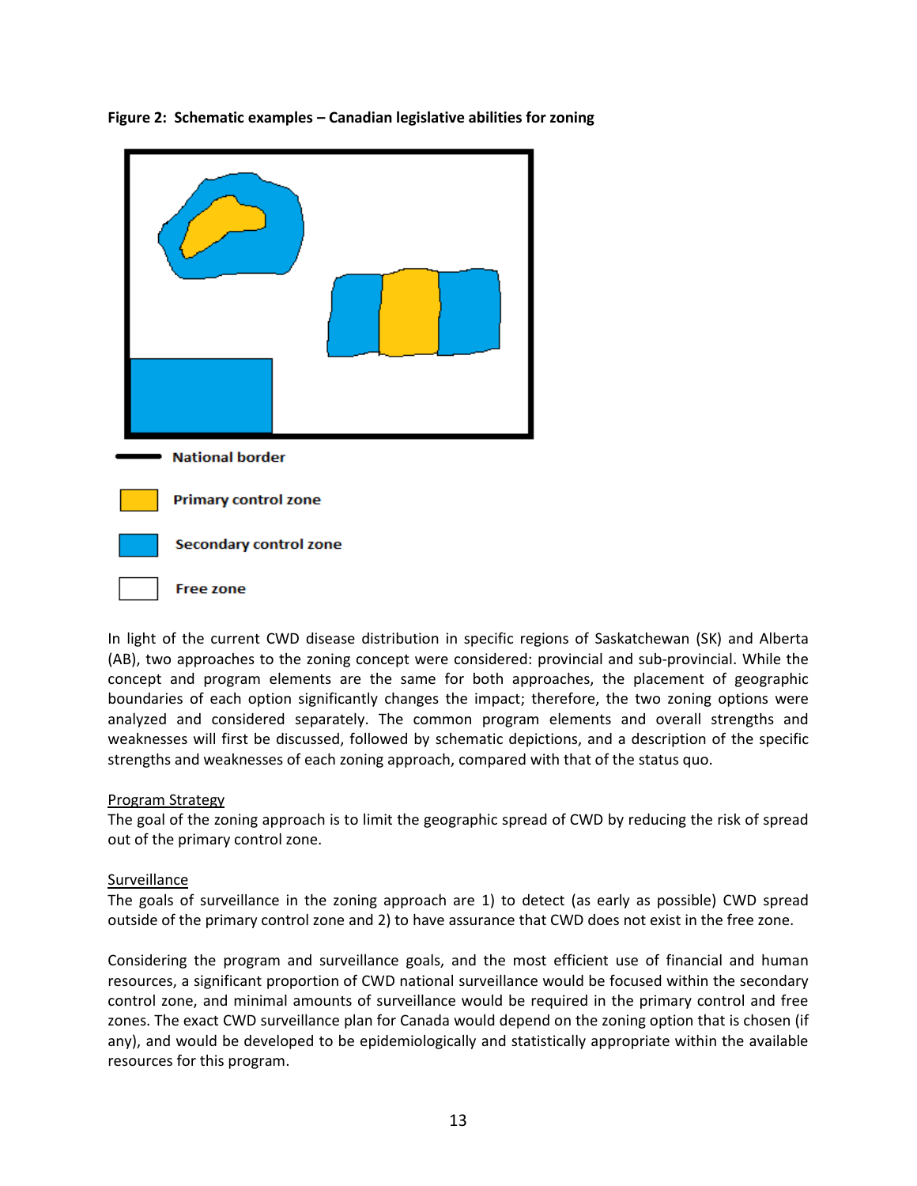**Figure 2: Schematic examples – Canadian legislative abilities for zoning**

National border

Primary control zone

Secondary control zone

Free zone

In light of the current CWD disease distribution in specific regions of Saskatchewan (SK) and Alberta (AB), two approaches to the zoning concept were considered: provincial and sub-provincial. While the concept and program elements are the same for both approaches, the placement of geographic boundaries of each option significantly changes the impact; therefore, the two zoning options were analyzed and considered separately. The common program elements and overall strengths and weaknesses will first be discussed, followed by schematic depictions, and a description of the specific strengths and weaknesses of each zoning approach, compared with that of the status quo.

<u>Program Strategy</u>

The goal of the zoning approach is to limit the geographic spread of CWD by reducing the risk of spread out of the primary control zone.

<u>Surveillance</u>

The goals of surveillance in the zoning approach are 1) to detect (as early as possible) CWD spread outside of the primary control zone and 2) to have assurance that CWD does not exist in the free zone.

Considering the program and surveillance goals, and the most efficient use of financial and human resources, a significant proportion of CWD national surveillance would be focused within the secondary control zone, and minimal amounts of surveillance would be required in the primary control and free zones. The exact CWD surveillance plan for Canada would depend on the zoning option that is chosen (if any), and would be developed to be epidemiologically and statistically appropriate within the available resources for this program.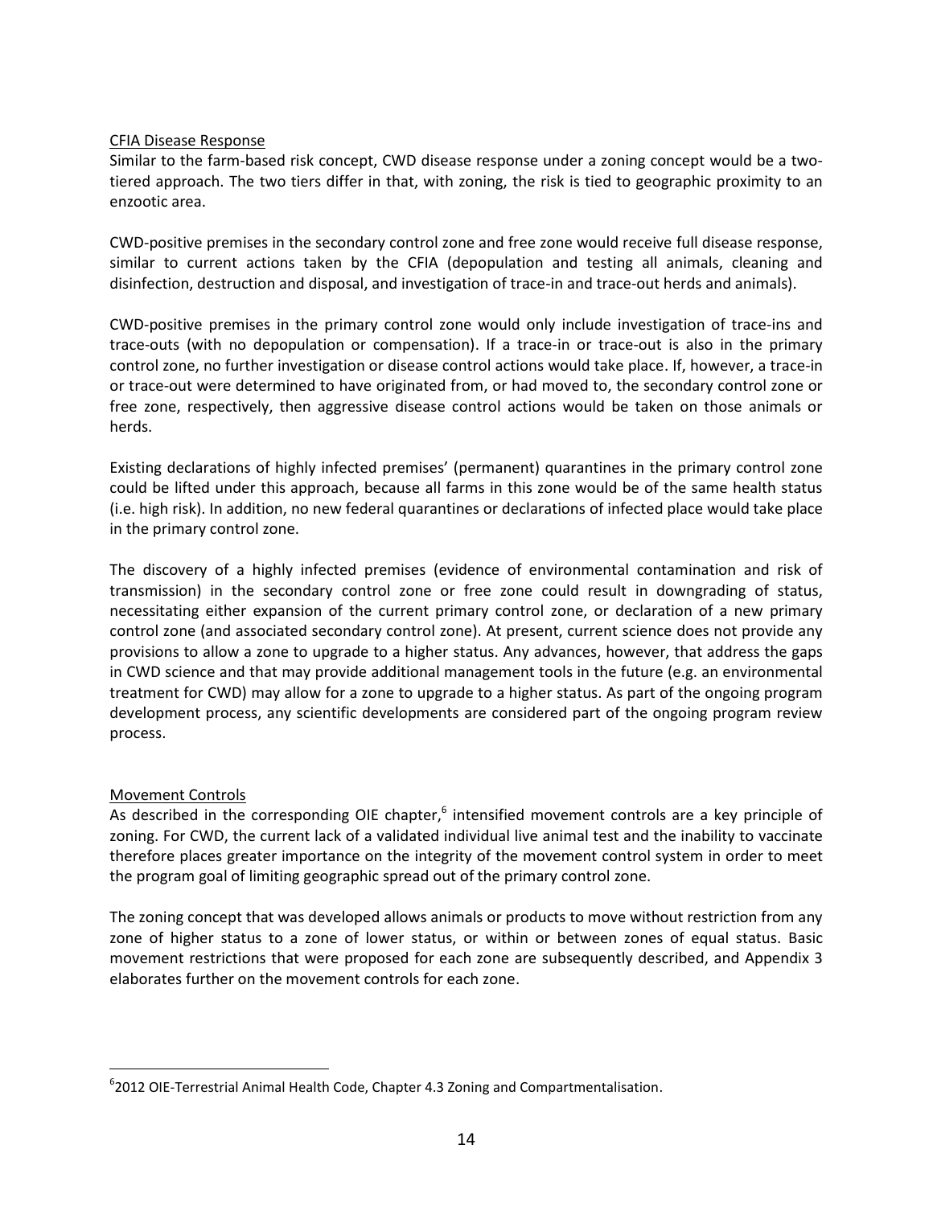### CFIA Disease Response

Similar to the farm-based risk concept, CWD disease response under a zoning concept would be a two-tiered approach. The two tiers differ in that, with zoning, the risk is tied to geographic proximity to an enzootic area.

CWD-positive premises in the secondary control zone and free zone would receive full disease response, similar to current actions taken by the CFIA (depopulation and testing all animals, cleaning and disinfection, destruction and disposal, and investigation of trace-in and trace-out herds and animals).

CWD-positive premises in the primary control zone would only include investigation of trace-ins and trace-outs (with no depopulation or compensation). If a trace-in or trace-out is also in the primary control zone, no further investigation or disease control actions would take place. If, however, a trace-in or trace-out were determined to have originated from, or had moved to, the secondary control zone or free zone, respectively, then aggressive disease control actions would be taken on those animals or herds.

Existing declarations of highly infected premises' (permanent) quarantines in the primary control zone could be lifted under this approach, because all farms in this zone would be of the same health status (i.e. high risk). In addition, no new federal quarantines or declarations of infected place would take place in the primary control zone.

The discovery of a highly infected premises (evidence of environmental contamination and risk of transmission) in the secondary control zone or free zone could result in downgrading of status, necessitating either expansion of the current primary control zone, or declaration of a new primary control zone (and associated secondary control zone). At present, current science does not provide any provisions to allow a zone to upgrade to a higher status. Any advances, however, that address the gaps in CWD science and that may provide additional management tools in the future (e.g. an environmental treatment for CWD) may allow for a zone to upgrade to a higher status. As part of the ongoing program development process, any scientific developments are considered part of the ongoing program review process.

### Movement Controls

As described in the corresponding OIE chapter,[6] intensified movement controls are a key principle of zoning. For CWD, the current lack of a validated individual live animal test and the inability to vaccinate therefore places greater importance on the integrity of the movement control system in order to meet the program goal of limiting geographic spread out of the primary control zone.

The zoning concept that was developed allows animals or products to move without restriction from any zone of higher status to a zone of lower status, or within or between zones of equal status. Basic movement restrictions that were proposed for each zone are subsequently described, and Appendix 3 elaborates further on the movement controls for each zone.

---

[6] 2012 OIE-Terrestrial Animal Health Code, Chapter 4.3 Zoning and Compartmentalisation.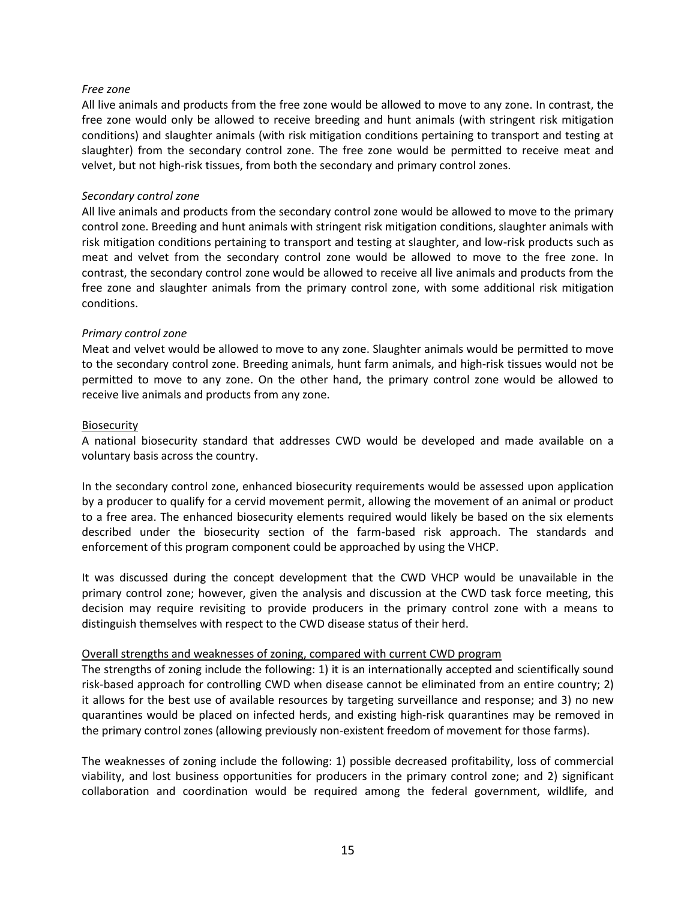*Free zone*

All live animals and products from the free zone would be allowed to move to any zone. In contrast, the free zone would only be allowed to receive breeding and hunt animals (with stringent risk mitigation conditions) and slaughter animals (with risk mitigation conditions pertaining to transport and testing at slaughter) from the secondary control zone. The free zone would be permitted to receive meat and velvet, but not high-risk tissues, from both the secondary and primary control zones.

*Secondary control zone*

All live animals and products from the secondary control zone would be allowed to move to the primary control zone. Breeding and hunt animals with stringent risk mitigation conditions, slaughter animals with risk mitigation conditions pertaining to transport and testing at slaughter, and low-risk products such as meat and velvet from the secondary control zone would be allowed to move to the free zone. In contrast, the secondary control zone would be allowed to receive all live animals and products from the free zone and slaughter animals from the primary control zone, with some additional risk mitigation conditions.

*Primary control zone*

Meat and velvet would be allowed to move to any zone. Slaughter animals would be permitted to move to the secondary control zone. Breeding animals, hunt farm animals, and high-risk tissues would not be permitted to move to any zone. On the other hand, the primary control zone would be allowed to receive live animals and products from any zone.

Biosecurity

A national biosecurity standard that addresses CWD would be developed and made available on a voluntary basis across the country.

In the secondary control zone, enhanced biosecurity requirements would be assessed upon application by a producer to qualify for a cervid movement permit, allowing the movement of an animal or product to a free area. The enhanced biosecurity elements required would likely be based on the six elements described under the biosecurity section of the farm-based risk approach. The standards and enforcement of this program component could be approached by using the VHCP.

It was discussed during the concept development that the CWD VHCP would be unavailable in the primary control zone; however, given the analysis and discussion at the CWD task force meeting, this decision may require revisiting to provide producers in the primary control zone with a means to distinguish themselves with respect to the CWD disease status of their herd.

Overall strengths and weaknesses of zoning, compared with current CWD program

The strengths of zoning include the following: 1) it is an internationally accepted and scientifically sound risk-based approach for controlling CWD when disease cannot be eliminated from an entire country; 2) it allows for the best use of available resources by targeting surveillance and response; and 3) no new quarantines would be placed on infected herds, and existing high-risk quarantines may be removed in the primary control zones (allowing previously non-existent freedom of movement for those farms).

The weaknesses of zoning include the following: 1) possible decreased profitability, loss of commercial viability, and lost business opportunities for producers in the primary control zone; and 2) significant collaboration and coordination would be required among the federal government, wildlife, and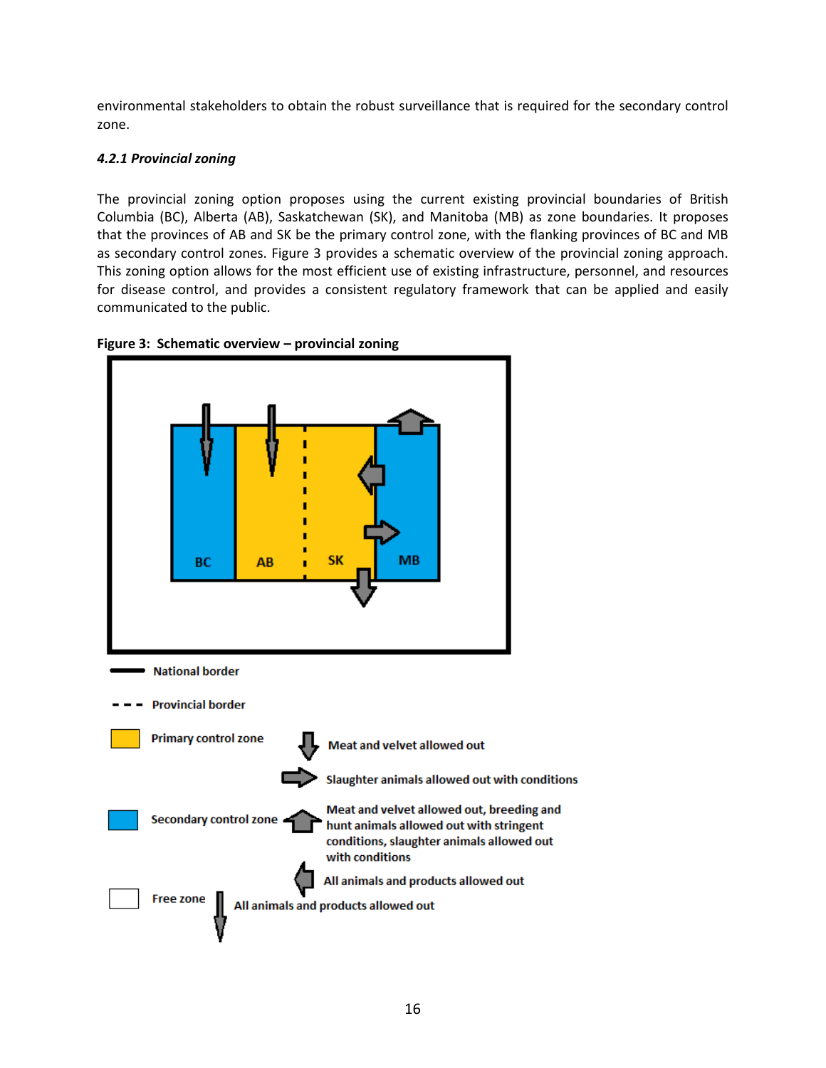environmental stakeholders to obtain the robust surveillance that is required for the secondary control zone.

#### *4.2.1 Provincial zoning*

The provincial zoning option proposes using the current existing provincial boundaries of British Columbia (BC), Alberta (AB), Saskatchewan (SK), and Manitoba (MB) as zone boundaries. It proposes that the provinces of AB and SK be the primary control zone, with the flanking provinces of BC and MB as secondary control zones. Figure 3 provides a schematic overview of the provincial zoning approach. This zoning option allows for the most efficient use of existing infrastructure, personnel, and resources for disease control, and provides a consistent regulatory framework that can be applied and easily communicated to the public.

**Figure 3: Schematic overview – provincial zoning**

BC AB SK MB

National border

Provincial border

Primary control zone

Meat and velvet allowed out

Slaughter animals allowed out with conditions

Secondary control zone

Meat and velvet allowed out, breeding and hunt animals allowed out with stringent conditions, slaughter animals allowed out with conditions

All animals and products allowed out

Free zone

All animals and products allowed out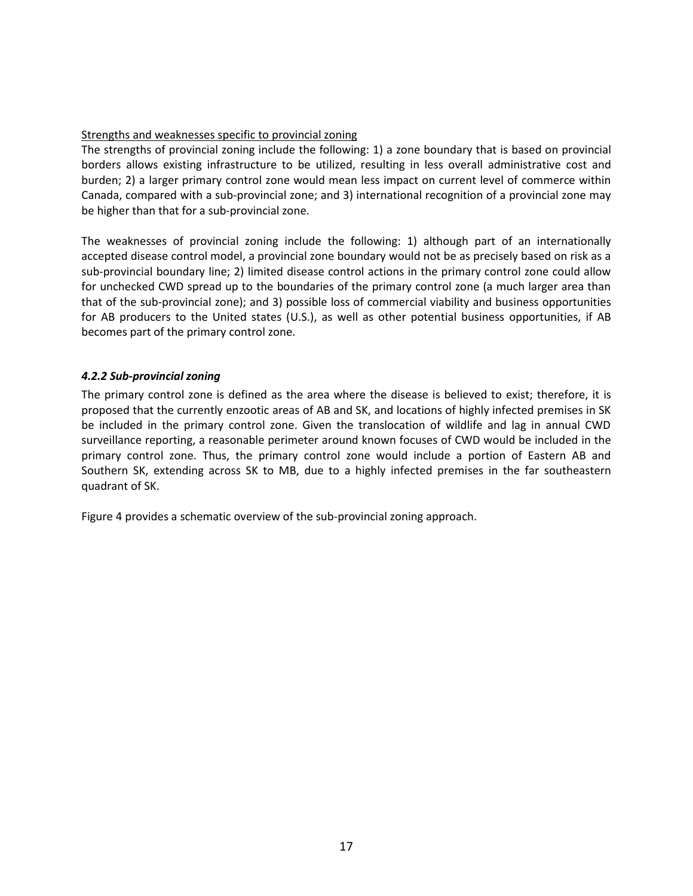Strengths and weaknesses specific to provincial zoning

The strengths of provincial zoning include the following: 1) a zone boundary that is based on provincial borders allows existing infrastructure to be utilized, resulting in less overall administrative cost and burden; 2) a larger primary control zone would mean less impact on current level of commerce within Canada, compared with a sub-provincial zone; and 3) international recognition of a provincial zone may be higher than that for a sub-provincial zone.

The weaknesses of provincial zoning include the following: 1) although part of an internationally accepted disease control model, a provincial zone boundary would not be as precisely based on risk as a sub-provincial boundary line; 2) limited disease control actions in the primary control zone could allow for unchecked CWD spread up to the boundaries of the primary control zone (a much larger area than that of the sub-provincial zone); and 3) possible loss of commercial viability and business opportunities for AB producers to the United states (U.S.), as well as other potential business opportunities, if AB becomes part of the primary control zone.

#### *4.2.2 Sub-provincial zoning*

The primary control zone is defined as the area where the disease is believed to exist; therefore, it is proposed that the currently enzootic areas of AB and SK, and locations of highly infected premises in SK be included in the primary control zone. Given the translocation of wildlife and lag in annual CWD surveillance reporting, a reasonable perimeter around known focuses of CWD would be included in the primary control zone. Thus, the primary control zone would include a portion of Eastern AB and Southern SK, extending across SK to MB, due to a highly infected premises in the far southeastern quadrant of SK.

Figure 4 provides a schematic overview of the sub-provincial zoning approach.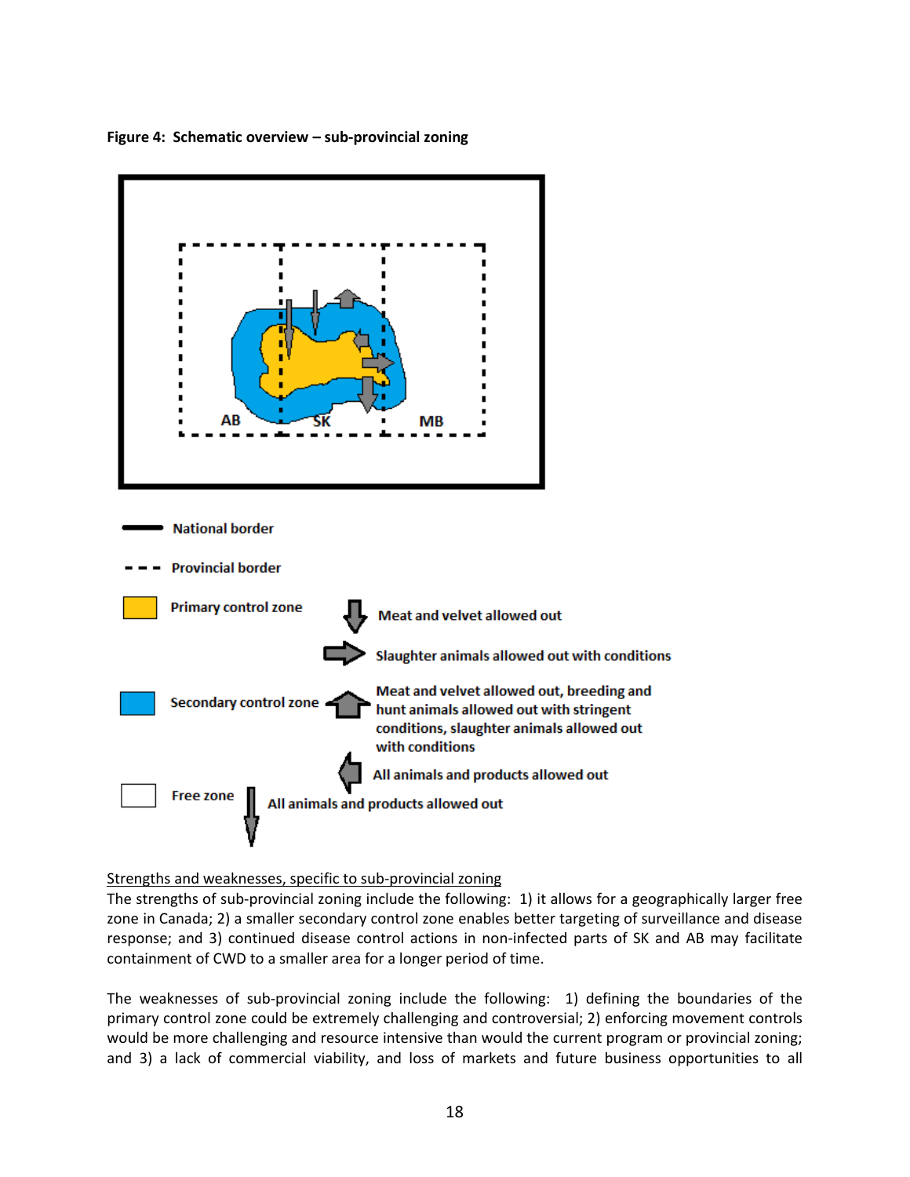**Figure 4: Schematic overview – sub-provincial zoning**

AB SK MB

National border

Provincial border

Primary control zone — Meat and velvet allowed out; Slaughter animals allowed out with conditions

Secondary control zone — Meat and velvet allowed out, breeding and hunt animals allowed out with stringent conditions, slaughter animals allowed out with conditions; All animals and products allowed out

Free zone — All animals and products allowed out

<u>Strengths and weaknesses, specific to sub-provincial zoning</u>

The strengths of sub-provincial zoning include the following: 1) it allows for a geographically larger free zone in Canada; 2) a smaller secondary control zone enables better targeting of surveillance and disease response; and 3) continued disease control actions in non-infected parts of SK and AB may facilitate containment of CWD to a smaller area for a longer period of time.

The weaknesses of sub-provincial zoning include the following: 1) defining the boundaries of the primary control zone could be extremely challenging and controversial; 2) enforcing movement controls would be more challenging and resource intensive than would the current program or provincial zoning; and 3) a lack of commercial viability, and loss of markets and future business opportunities to all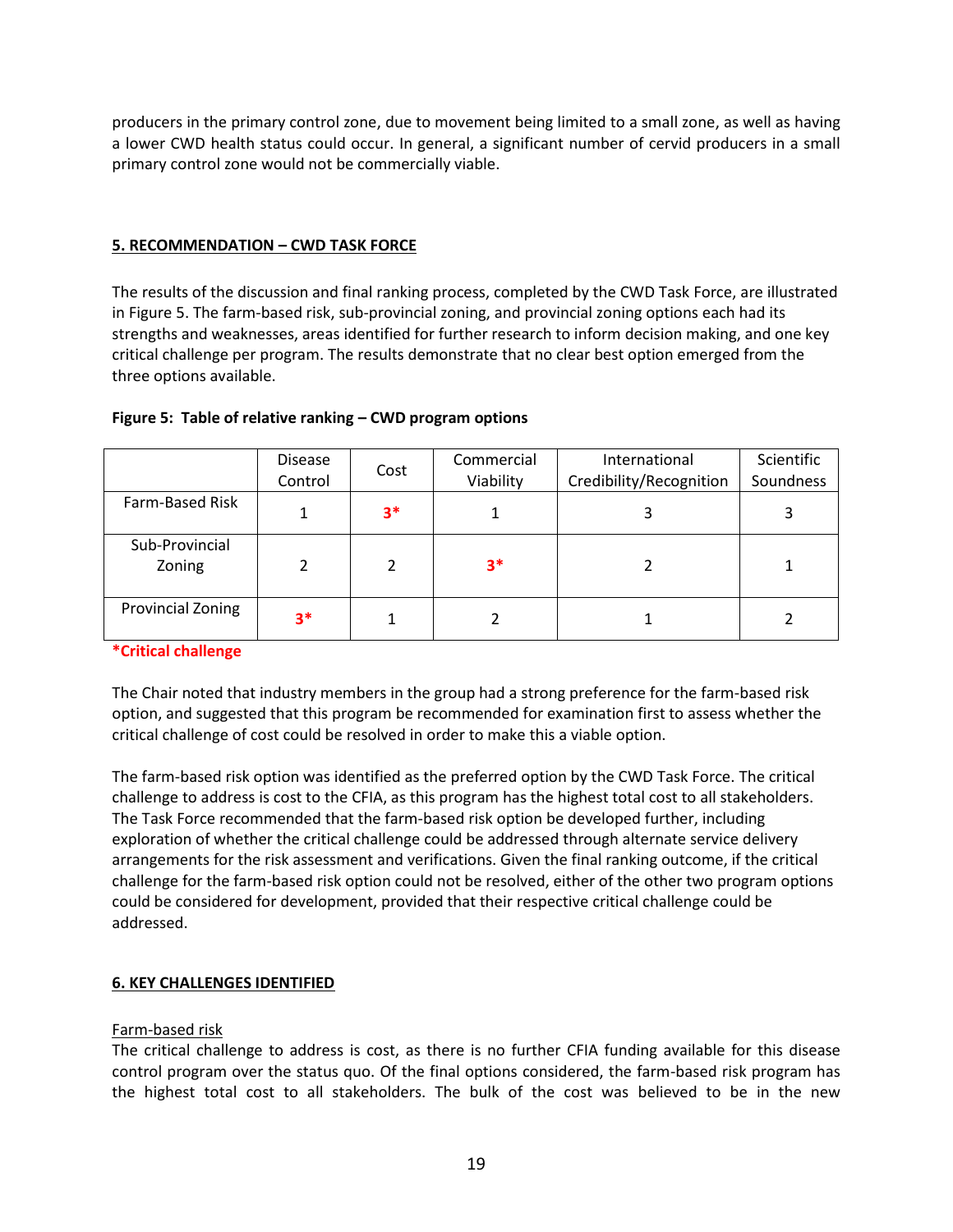producers in the primary control zone, due to movement being limited to a small zone, as well as having a lower CWD health status could occur. In general, a significant number of cervid producers in a small primary control zone would not be commercially viable.

## 5. RECOMMENDATION – CWD TASK FORCE

The results of the discussion and final ranking process, completed by the CWD Task Force, are illustrated in Figure 5. The farm-based risk, sub-provincial zoning, and provincial zoning options each had its strengths and weaknesses, areas identified for further research to inform decision making, and one key critical challenge per program. The results demonstrate that no clear best option emerged from the three options available.

**Figure 5: Table of relative ranking – CWD program options**

| | Disease Control | Cost | Commercial Viability | International Credibility/Recognition | Scientific Soundness |
|---|---|---|---|---|---|
| Farm-Based Risk | 1 | **3*** | 1 | 3 | 3 |
| Sub-Provincial Zoning | 2 | 2 | **3*** | 2 | 1 |
| Provincial Zoning | **3*** | 1 | 2 | 1 | 2 |

***Critical challenge**

The Chair noted that industry members in the group had a strong preference for the farm-based risk option, and suggested that this program be recommended for examination first to assess whether the critical challenge of cost could be resolved in order to make this a viable option.

The farm-based risk option was identified as the preferred option by the CWD Task Force. The critical challenge to address is cost to the CFIA, as this program has the highest total cost to all stakeholders. The Task Force recommended that the farm-based risk option be developed further, including exploration of whether the critical challenge could be addressed through alternate service delivery arrangements for the risk assessment and verifications. Given the final ranking outcome, if the critical challenge for the farm-based risk option could not be resolved, either of the other two program options could be considered for development, provided that their respective critical challenge could be addressed.

## 6. KEY CHALLENGES IDENTIFIED

Farm-based risk

The critical challenge to address is cost, as there is no further CFIA funding available for this disease control program over the status quo. Of the final options considered, the farm-based risk program has the highest total cost to all stakeholders. The bulk of the cost was believed to be in the new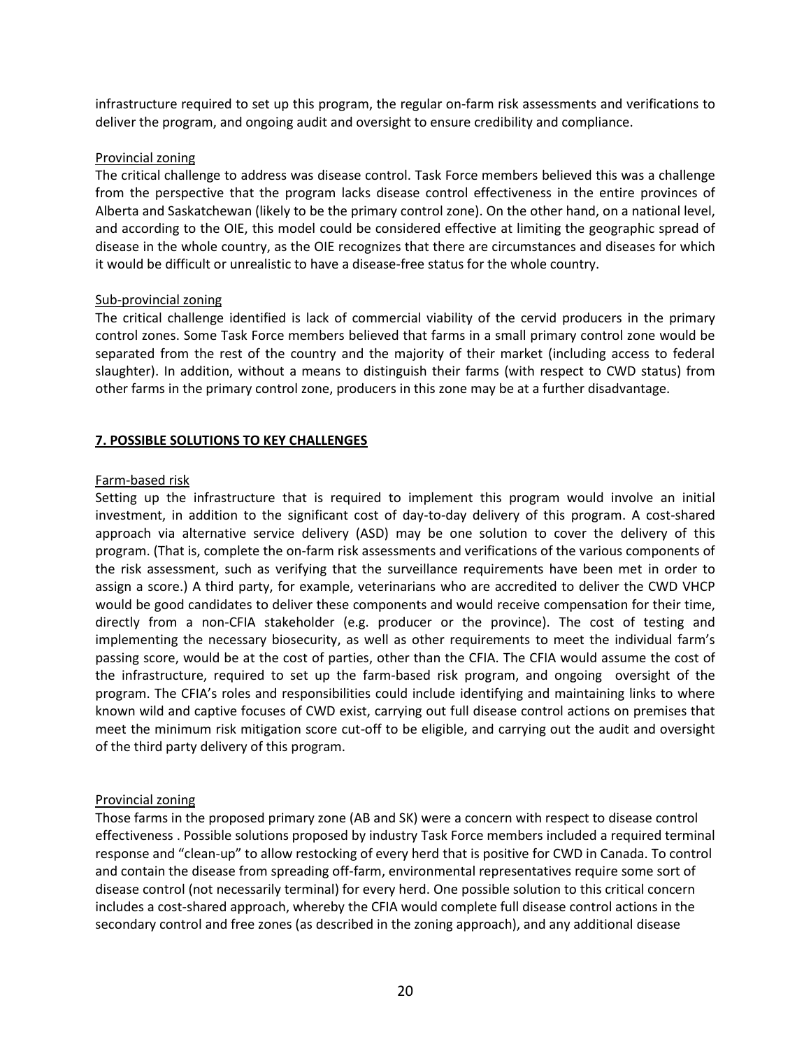infrastructure required to set up this program, the regular on-farm risk assessments and verifications to deliver the program, and ongoing audit and oversight to ensure credibility and compliance.

Provincial zoning

The critical challenge to address was disease control. Task Force members believed this was a challenge from the perspective that the program lacks disease control effectiveness in the entire provinces of Alberta and Saskatchewan (likely to be the primary control zone). On the other hand, on a national level, and according to the OIE, this model could be considered effective at limiting the geographic spread of disease in the whole country, as the OIE recognizes that there are circumstances and diseases for which it would be difficult or unrealistic to have a disease-free status for the whole country.

Sub-provincial zoning

The critical challenge identified is lack of commercial viability of the cervid producers in the primary control zones. Some Task Force members believed that farms in a small primary control zone would be separated from the rest of the country and the majority of their market (including access to federal slaughter). In addition, without a means to distinguish their farms (with respect to CWD status) from other farms in the primary control zone, producers in this zone may be at a further disadvantage.

## 7. POSSIBLE SOLUTIONS TO KEY CHALLENGES

Farm-based risk

Setting up the infrastructure that is required to implement this program would involve an initial investment, in addition to the significant cost of day-to-day delivery of this program. A cost-shared approach via alternative service delivery (ASD) may be one solution to cover the delivery of this program. (That is, complete the on-farm risk assessments and verifications of the various components of the risk assessment, such as verifying that the surveillance requirements have been met in order to assign a score.) A third party, for example, veterinarians who are accredited to deliver the CWD VHCP would be good candidates to deliver these components and would receive compensation for their time, directly from a non-CFIA stakeholder (e.g. producer or the province). The cost of testing and implementing the necessary biosecurity, as well as other requirements to meet the individual farm's passing score, would be at the cost of parties, other than the CFIA. The CFIA would assume the cost of the infrastructure, required to set up the farm-based risk program, and ongoing oversight of the program. The CFIA's roles and responsibilities could include identifying and maintaining links to where known wild and captive focuses of CWD exist, carrying out full disease control actions on premises that meet the minimum risk mitigation score cut-off to be eligible, and carrying out the audit and oversight of the third party delivery of this program.

Provincial zoning

Those farms in the proposed primary zone (AB and SK) were a concern with respect to disease control effectiveness . Possible solutions proposed by industry Task Force members included a required terminal response and "clean-up" to allow restocking of every herd that is positive for CWD in Canada. To control and contain the disease from spreading off-farm, environmental representatives require some sort of disease control (not necessarily terminal) for every herd. One possible solution to this critical concern includes a cost-shared approach, whereby the CFIA would complete full disease control actions in the secondary control and free zones (as described in the zoning approach), and any additional disease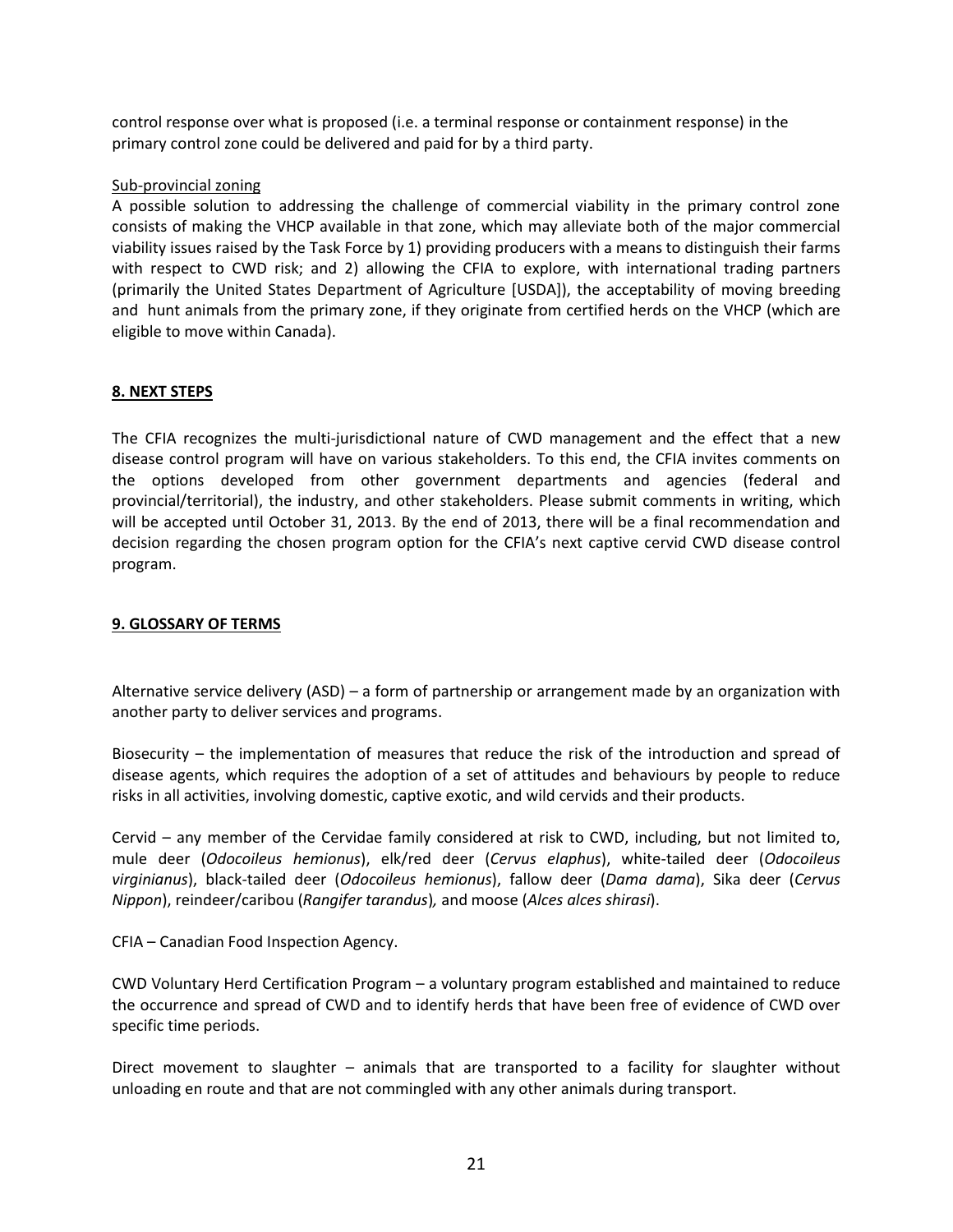control response over what is proposed (i.e. a terminal response or containment response) in the primary control zone could be delivered and paid for by a third party.

Sub-provincial zoning

A possible solution to addressing the challenge of commercial viability in the primary control zone consists of making the VHCP available in that zone, which may alleviate both of the major commercial viability issues raised by the Task Force by 1) providing producers with a means to distinguish their farms with respect to CWD risk; and 2) allowing the CFIA to explore, with international trading partners (primarily the United States Department of Agriculture [USDA]), the acceptability of moving breeding and hunt animals from the primary zone, if they originate from certified herds on the VHCP (which are eligible to move within Canada).

## 8. NEXT STEPS

The CFIA recognizes the multi-jurisdictional nature of CWD management and the effect that a new disease control program will have on various stakeholders. To this end, the CFIA invites comments on the options developed from other government departments and agencies (federal and provincial/territorial), the industry, and other stakeholders. Please submit comments in writing, which will be accepted until October 31, 2013. By the end of 2013, there will be a final recommendation and decision regarding the chosen program option for the CFIA's next captive cervid CWD disease control program.

## 9. GLOSSARY OF TERMS

Alternative service delivery (ASD) – a form of partnership or arrangement made by an organization with another party to deliver services and programs.

Biosecurity – the implementation of measures that reduce the risk of the introduction and spread of disease agents, which requires the adoption of a set of attitudes and behaviours by people to reduce risks in all activities, involving domestic, captive exotic, and wild cervids and their products.

Cervid – any member of the Cervidae family considered at risk to CWD, including, but not limited to, mule deer (*Odocoileus hemionus*), elk/red deer (*Cervus elaphus*), white-tailed deer (*Odocoileus virginianus*), black-tailed deer (*Odocoileus hemionus*), fallow deer (*Dama dama*), Sika deer (*Cervus Nippon*), reindeer/caribou (*Rangifer tarandus*), and moose (*Alces alces shirasi*).

CFIA – Canadian Food Inspection Agency.

CWD Voluntary Herd Certification Program – a voluntary program established and maintained to reduce the occurrence and spread of CWD and to identify herds that have been free of evidence of CWD over specific time periods.

Direct movement to slaughter – animals that are transported to a facility for slaughter without unloading en route and that are not commingled with any other animals during transport.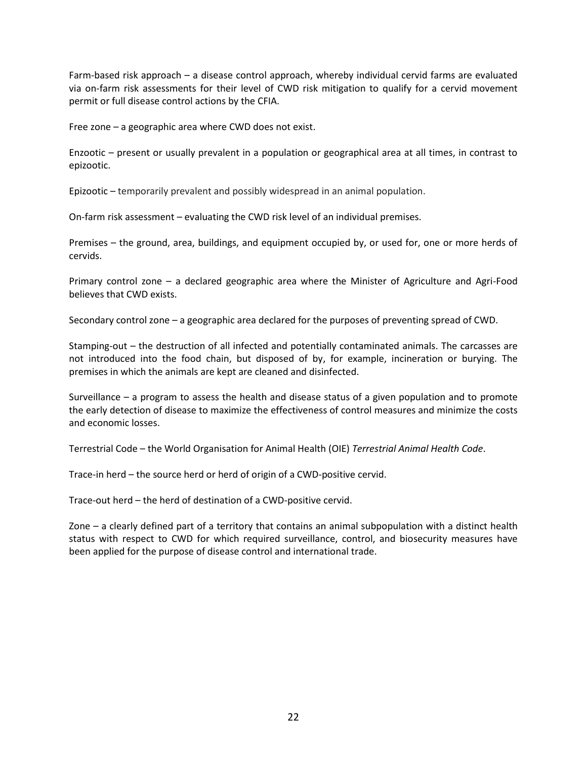Farm-based risk approach – a disease control approach, whereby individual cervid farms are evaluated via on-farm risk assessments for their level of CWD risk mitigation to qualify for a cervid movement permit or full disease control actions by the CFIA.

Free zone – a geographic area where CWD does not exist.

Enzootic – present or usually prevalent in a population or geographical area at all times, in contrast to epizootic.

Epizootic – temporarily prevalent and possibly widespread in an animal population.

On-farm risk assessment – evaluating the CWD risk level of an individual premises.

Premises – the ground, area, buildings, and equipment occupied by, or used for, one or more herds of cervids.

Primary control zone – a declared geographic area where the Minister of Agriculture and Agri-Food believes that CWD exists.

Secondary control zone – a geographic area declared for the purposes of preventing spread of CWD.

Stamping-out – the destruction of all infected and potentially contaminated animals. The carcasses are not introduced into the food chain, but disposed of by, for example, incineration or burying. The premises in which the animals are kept are cleaned and disinfected.

Surveillance – a program to assess the health and disease status of a given population and to promote the early detection of disease to maximize the effectiveness of control measures and minimize the costs and economic losses.

Terrestrial Code – the World Organisation for Animal Health (OIE) *Terrestrial Animal Health Code*.

Trace-in herd – the source herd or herd of origin of a CWD-positive cervid.

Trace-out herd – the herd of destination of a CWD-positive cervid.

Zone – a clearly defined part of a territory that contains an animal subpopulation with a distinct health status with respect to CWD for which required surveillance, control, and biosecurity measures have been applied for the purpose of disease control and international trade.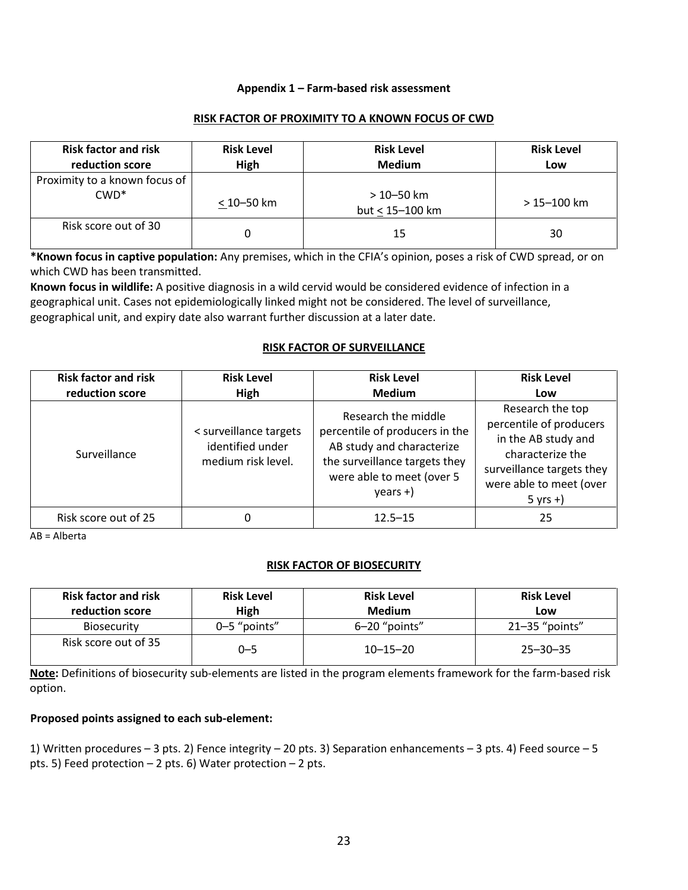**Appendix 1 – Farm-based risk assessment**

**RISK FACTOR OF PROXIMITY TO A KNOWN FOCUS OF CWD**

| Risk factor and risk reduction score | Risk Level High | Risk Level Medium | Risk Level Low |
|---|---|---|---|
| Proximity to a known focus of CWD* | ≤ 10–50 km | > 10–50 km but ≤ 15–100 km | > 15–100 km |
| Risk score out of 30 | 0 | 15 | 30 |

**\*Known focus in captive population:** Any premises, which in the CFIA's opinion, poses a risk of CWD spread, or on which CWD has been transmitted.

**Known focus in wildlife:** A positive diagnosis in a wild cervid would be considered evidence of infection in a geographical unit. Cases not epidemiologically linked might not be considered. The level of surveillance, geographical unit, and expiry date also warrant further discussion at a later date.

**RISK FACTOR OF SURVEILLANCE**

| Risk factor and risk reduction score | Risk Level High | Risk Level Medium | Risk Level Low |
|---|---|---|---|
| Surveillance | < surveillance targets identified under medium risk level. | Research the middle percentile of producers in the AB study and characterize the surveillance targets they were able to meet (over 5 years +) | Research the top percentile of producers in the AB study and characterize the surveillance targets they were able to meet (over 5 yrs +) |
| Risk score out of 25 | 0 | 12.5–15 | 25 |

AB = Alberta

**RISK FACTOR OF BIOSECURITY**

| Risk factor and risk reduction score | Risk Level High | Risk Level Medium | Risk Level Low |
|---|---|---|---|
| Biosecurity | 0–5 "points" | 6–20 "points" | 21–35 "points" |
| Risk score out of 35 | 0–5 | 10–15–20 | 25–30–35 |

**Note:** Definitions of biosecurity sub-elements are listed in the program elements framework for the farm-based risk option.

**Proposed points assigned to each sub-element:**

1) Written procedures – 3 pts. 2) Fence integrity – 20 pts. 3) Separation enhancements – 3 pts. 4) Feed source – 5 pts. 5) Feed protection – 2 pts. 6) Water protection – 2 pts.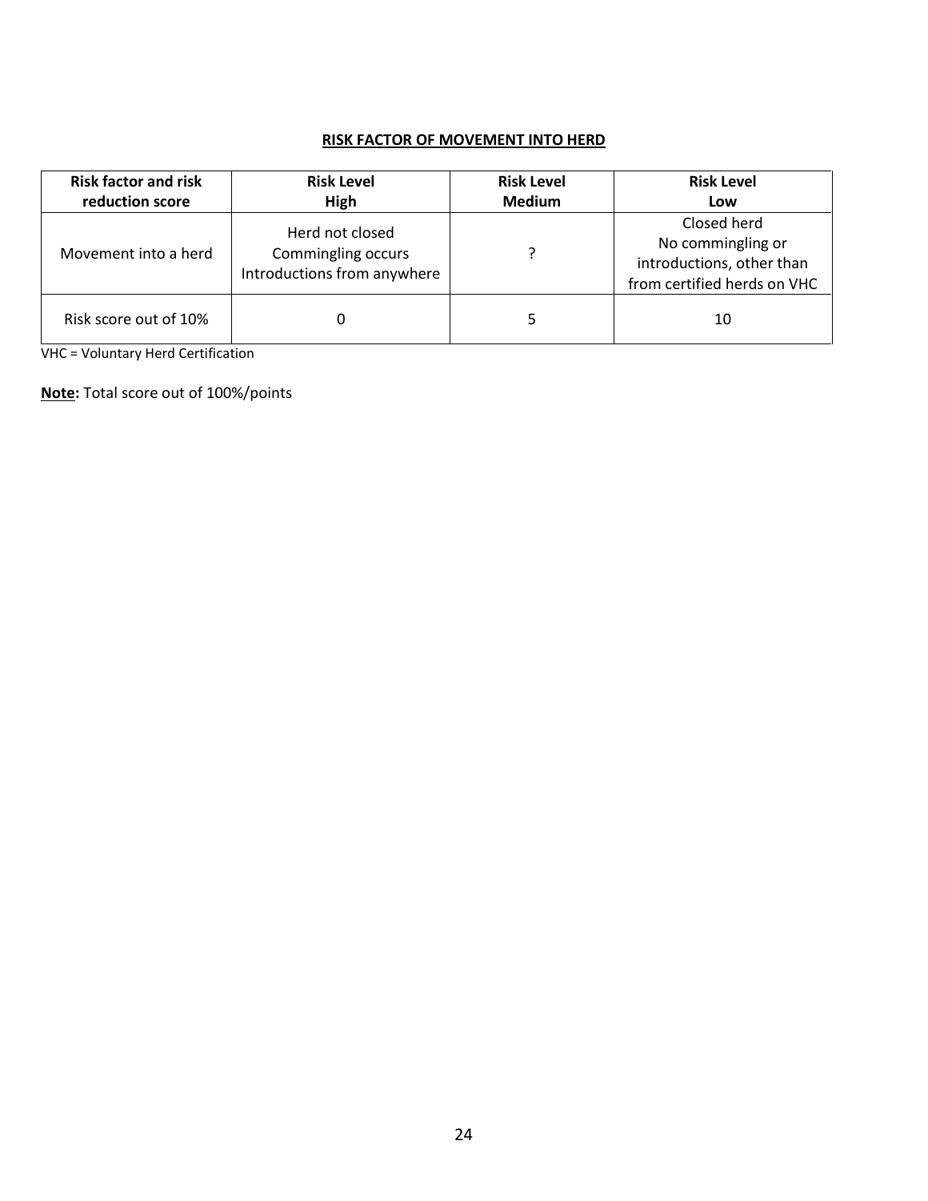**RISK FACTOR OF MOVEMENT INTO HERD**

| Risk factor and risk reduction score | Risk Level High | Risk Level Medium | Risk Level Low |
|---|---|---|---|
| Movement into a herd | Herd not closed<br>Commingling occurs<br>Introductions from anywhere | ? | Closed herd<br>No commingling or introductions, other than from certified herds on VHC |
| Risk score out of 10% | 0 | 5 | 10 |

VHC = Voluntary Herd Certification

**Note:** Total score out of 100%/points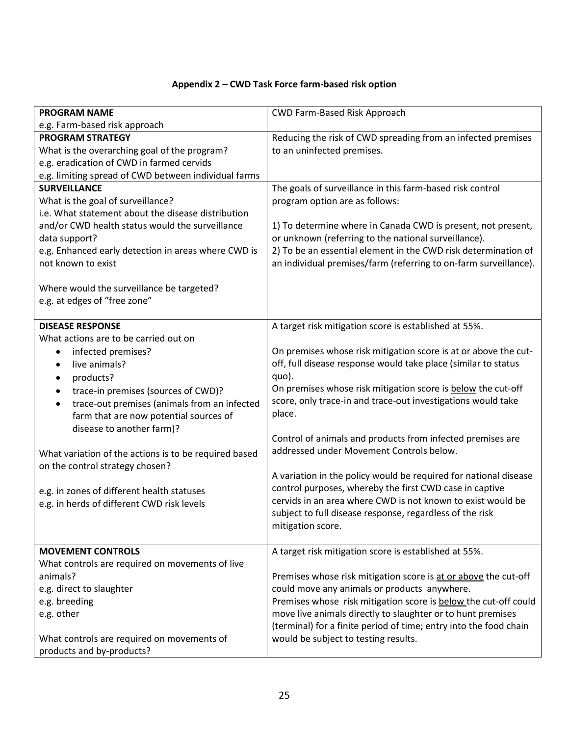### Appendix 2 – CWD Task Force farm-based risk option

| **PROGRAM NAME**<br>e.g. Farm-based risk approach | CWD Farm-Based Risk Approach |
|---|---|
| **PROGRAM STRATEGY**<br>What is the overarching goal of the program?<br>e.g. eradication of CWD in farmed cervids<br>e.g. limiting spread of CWD between individual farms | Reducing the risk of CWD spreading from an infected premises to an uninfected premises. |
| **SURVEILLANCE**<br>What is the goal of surveillance?<br>i.e. What statement about the disease distribution and/or CWD health status would the surveillance data support?<br>e.g. Enhanced early detection in areas where CWD is not known to exist<br><br>Where would the surveillance be targeted?<br>e.g. at edges of "free zone" | The goals of surveillance in this farm-based risk control program option are as follows:<br><br>1) To determine where in Canada CWD is present, not present, or unknown (referring to the national surveillance).<br>2) To be an essential element in the CWD risk determination of an individual premises/farm (referring to on-farm surveillance). |
| **DISEASE RESPONSE**<br>What actions are to be carried out on<br>• infected premises?<br>• live animals?<br>• products?<br>• trace-in premises (sources of CWD)?<br>• trace-out premises (animals from an infected farm that are now potential sources of disease to another farm)?<br><br>What variation of the actions is to be required based on the control strategy chosen?<br><br>e.g. in zones of different health statuses<br>e.g. in herds of different CWD risk levels | A target risk mitigation score is established at 55%.<br><br>On premises whose risk mitigation score is <u>at or above</u> the cut-off, full disease response would take place (similar to status quo).<br>On premises whose risk mitigation score is <u>below</u> the cut-off score, only trace-in and trace-out investigations would take place.<br><br>Control of animals and products from infected premises are addressed under Movement Controls below.<br><br>A variation in the policy would be required for national disease control purposes, whereby the first CWD case in captive cervids in an area where CWD is not known to exist would be subject to full disease response, regardless of the risk mitigation score. |
| **MOVEMENT CONTROLS**<br>What controls are required on movements of live animals?<br>e.g. direct to slaughter<br>e.g. breeding<br>e.g. other<br><br>What controls are required on movements of products and by-products? | A target risk mitigation score is established at 55%.<br><br>Premises whose risk mitigation score is <u>at or above</u> the cut-off could move any animals or products anywhere.<br>Premises whose risk mitigation score is <u>below</u> the cut-off could move live animals directly to slaughter or to hunt premises (terminal) for a finite period of time; entry into the food chain would be subject to testing results. |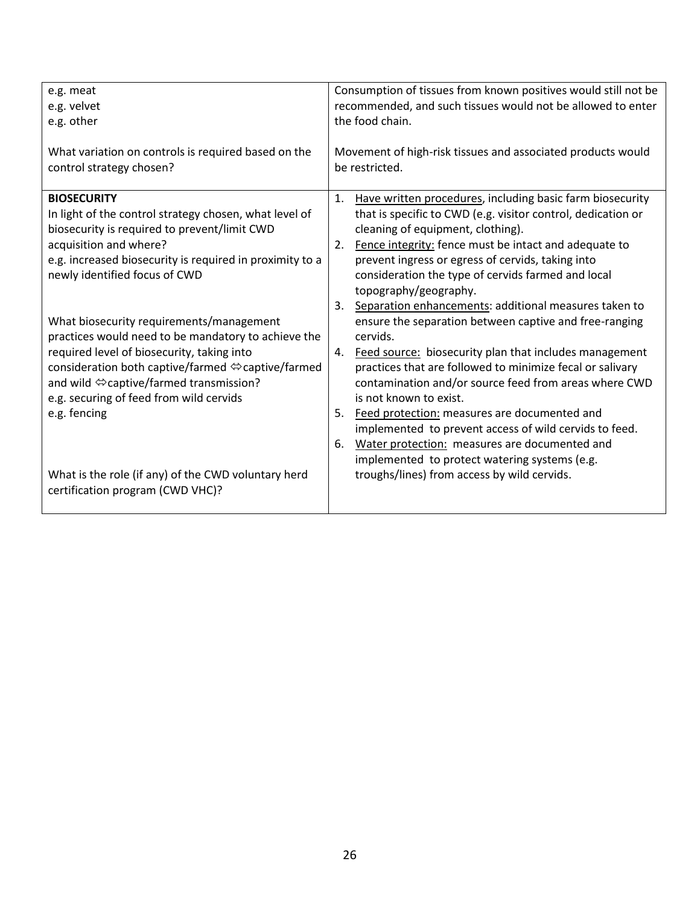| | |
|---|---|
| e.g. meat<br>e.g. velvet<br>e.g. other<br><br>What variation on controls is required based on the control strategy chosen? | Consumption of tissues from known positives would still not be recommended, and such tissues would not be allowed to enter the food chain.<br><br>Movement of high-risk tissues and associated products would be restricted. |
| **BIOSECURITY**<br>In light of the control strategy chosen, what level of biosecurity is required to prevent/limit CWD acquisition and where?<br>e.g. increased biosecurity is required in proximity to a newly identified focus of CWD<br><br>What biosecurity requirements/management practices would need to be mandatory to achieve the required level of biosecurity, taking into consideration both captive/farmed ⇔captive/farmed and wild ⇔captive/farmed transmission?<br>e.g. securing of feed from wild cervids<br>e.g. fencing<br><br>What is the role (if any) of the CWD voluntary herd certification program (CWD VHC)? | 1. Have written procedures, including basic farm biosecurity that is specific to CWD (e.g. visitor control, dedication or cleaning of equipment, clothing).<br>2. Fence integrity: fence must be intact and adequate to prevent ingress or egress of cervids, taking into consideration the type of cervids farmed and local topography/geography.<br>3. Separation enhancements: additional measures taken to ensure the separation between captive and free-ranging cervids.<br>4. Feed source: biosecurity plan that includes management practices that are followed to minimize fecal or salivary contamination and/or source feed from areas where CWD is not known to exist.<br>5. Feed protection: measures are documented and implemented to prevent access of wild cervids to feed.<br>6. Water protection: measures are documented and implemented to protect watering systems (e.g. troughs/lines) from access by wild cervids. |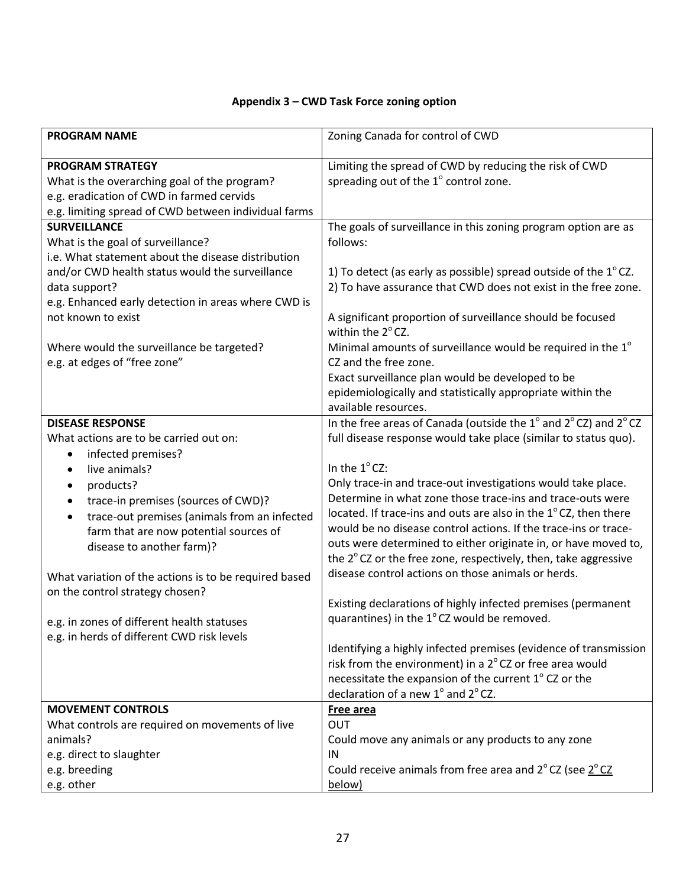### Appendix 3 – CWD Task Force zoning option

| **PROGRAM NAME** | Zoning Canada for control of CWD |
|---|---|
| **PROGRAM STRATEGY**<br>What is the overarching goal of the program?<br>e.g. eradication of CWD in farmed cervids<br>e.g. limiting spread of CWD between individual farms | Limiting the spread of CWD by reducing the risk of CWD spreading out of the 1° control zone. |
| **SURVEILLANCE**<br>What is the goal of surveillance?<br>i.e. What statement about the disease distribution and/or CWD health status would the surveillance data support?<br>e.g. Enhanced early detection in areas where CWD is not known to exist<br><br>Where would the surveillance be targeted?<br>e.g. at edges of "free zone" | The goals of surveillance in this zoning program option are as follows:<br><br>1) To detect (as early as possible) spread outside of the 1° CZ.<br>2) To have assurance that CWD does not exist in the free zone.<br><br>A significant proportion of surveillance should be focused within the 2° CZ.<br>Minimal amounts of surveillance would be required in the 1° CZ and the free zone.<br>Exact surveillance plan would be developed to be epidemiologically and statistically appropriate within the available resources. |
| **DISEASE RESPONSE**<br>What actions are to be carried out on:<br>• infected premises?<br>• live animals?<br>• products?<br>• trace-in premises (sources of CWD)?<br>• trace-out premises (animals from an infected farm that are now potential sources of disease to another farm)?<br><br>What variation of the actions is to be required based on the control strategy chosen?<br><br>e.g. in zones of different health statuses<br>e.g. in herds of different CWD risk levels | In the free areas of Canada (outside the 1° and 2° CZ) and 2° CZ full disease response would take place (similar to status quo).<br><br>In the 1° CZ:<br>Only trace-in and trace-out investigations would take place. Determine in what zone those trace-ins and trace-outs were located. If trace-ins and outs are also in the 1° CZ, then there would be no disease control actions. If the trace-ins or trace-outs were determined to either originate in, or have moved to, the 2° CZ or the free zone, respectively, then, take aggressive disease control actions on those animals or herds.<br><br>Existing declarations of highly infected premises (permanent quarantines) in the 1° CZ would be removed.<br><br>Identifying a highly infected premises (evidence of transmission risk from the environment) in a 2° CZ or free area would necessitate the expansion of the current 1° CZ or the declaration of a new 1° and 2° CZ. |
| **MOVEMENT CONTROLS**<br>What controls are required on movements of live animals?<br>e.g. direct to slaughter<br>e.g. breeding<br>e.g. other | <u>**Free area**</u><br>OUT<br>Could move any animals or any products to any zone<br>IN<br>Could receive animals from free area and 2° CZ (see <u>2° CZ below)</u> |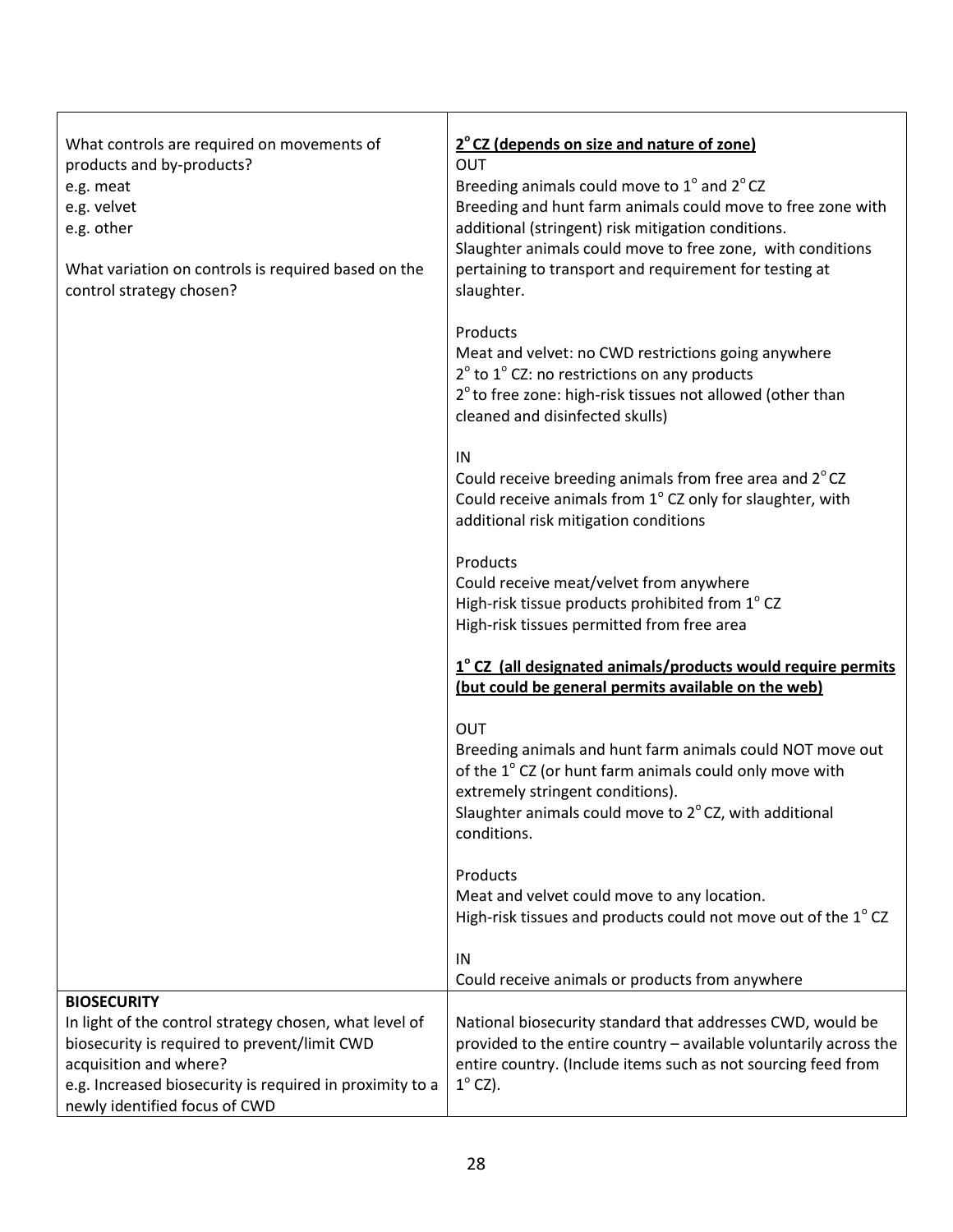| | |
|---|---|
| What controls are required on movements of products and by-products?<br>e.g. meat<br>e.g. velvet<br>e.g. other<br><br>What variation on controls is required based on the control strategy chosen? | **<u>2° CZ (depends on size and nature of zone)</u>**<br>OUT<br>Breeding animals could move to 1° and 2° CZ<br>Breeding and hunt farm animals could move to free zone with additional (stringent) risk mitigation conditions.<br>Slaughter animals could move to free zone, with conditions pertaining to transport and requirement for testing at slaughter.<br><br>Products<br>Meat and velvet: no CWD restrictions going anywhere<br>2° to 1° CZ: no restrictions on any products<br>2° to free zone: high-risk tissues not allowed (other than cleaned and disinfected skulls)<br><br>IN<br>Could receive breeding animals from free area and 2° CZ<br>Could receive animals from 1° CZ only for slaughter, with additional risk mitigation conditions<br><br>Products<br>Could receive meat/velvet from anywhere<br>High-risk tissue products prohibited from 1° CZ<br>High-risk tissues permitted from free area<br><br>**<u>1° CZ (all designated animals/products would require permits (but could be general permits available on the web)</u>**<br><br>OUT<br>Breeding animals and hunt farm animals could NOT move out of the 1° CZ (or hunt farm animals could only move with extremely stringent conditions).<br>Slaughter animals could move to 2° CZ, with additional conditions.<br><br>Products<br>Meat and velvet could move to any location.<br>High-risk tissues and products could not move out of the 1° CZ<br><br>IN<br>Could receive animals or products from anywhere |
| **BIOSECURITY**<br>In light of the control strategy chosen, what level of biosecurity is required to prevent/limit CWD acquisition and where?<br>e.g. Increased biosecurity is required in proximity to a newly identified focus of CWD | National biosecurity standard that addresses CWD, would be provided to the entire country – available voluntarily across the entire country. (Include items such as not sourcing feed from 1° CZ). |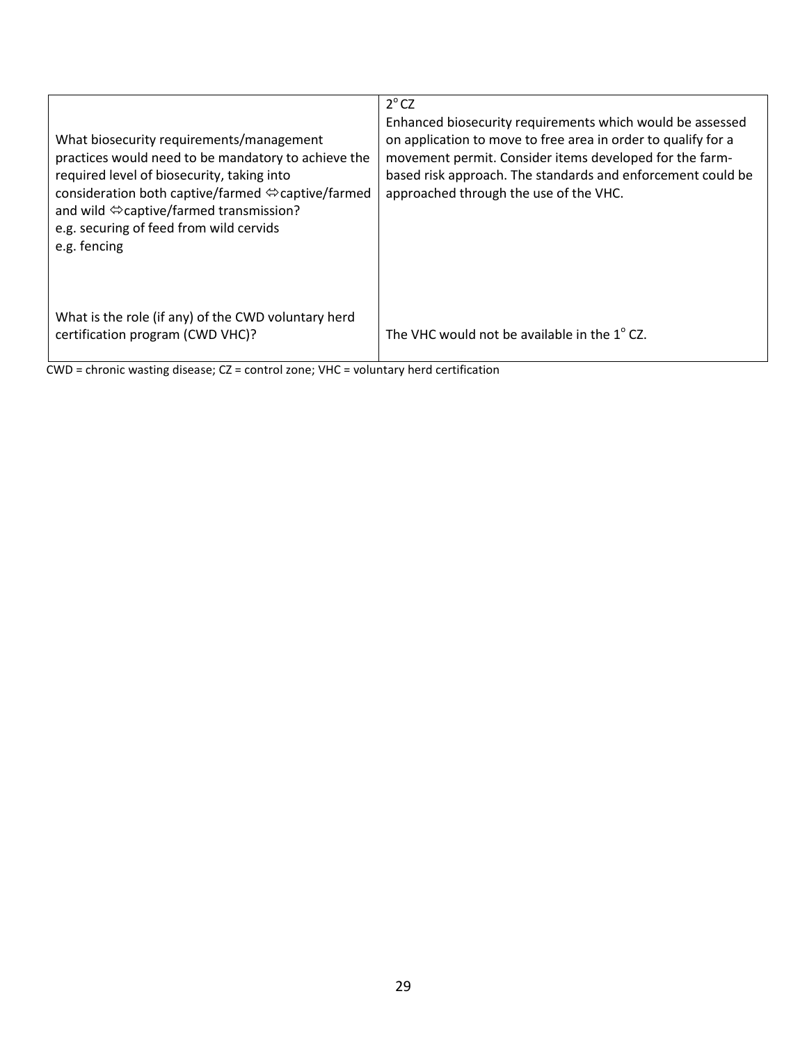| | |
|---|---|
| What biosecurity requirements/management practices would need to be mandatory to achieve the required level of biosecurity, taking into consideration both captive/farmed ⇔captive/farmed and wild ⇔captive/farmed transmission?<br>e.g. securing of feed from wild cervids<br>e.g. fencing | $2^{o}$ CZ<br>Enhanced biosecurity requirements which would be assessed on application to move to free area in order to qualify for a movement permit. Consider items developed for the farm-based risk approach. The standards and enforcement could be approached through the use of the VHC. |
| What is the role (if any) of the CWD voluntary herd certification program (CWD VHC)? | The VHC would not be available in the $1^{o}$ CZ. |

CWD = chronic wasting disease; CZ = control zone; VHC = voluntary herd certification